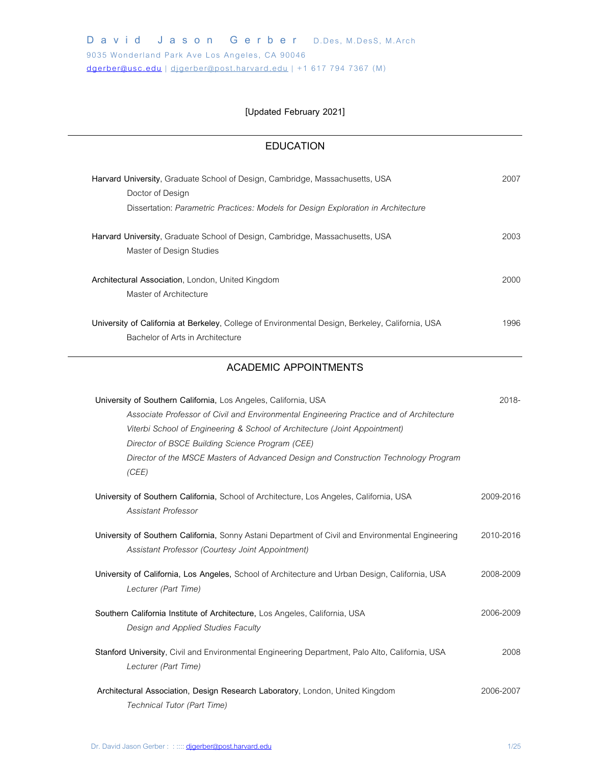# David Jason Gerber D.Des, M.DesS, M.Arch

9035 Wonderland Park Ave Los Angeles, CA 90046

dgerber@usc.edu | djgerber@post.harvard.edu | +1 617 794 7367 (M)

**[Updated February 2021]**

## EDUCATION

**Harvard University**, Graduate School of Design, Cambridge, Massachusetts, USA — 2007
Doctor of Design
Dissertation: *Parametric Practices: Models for Design Exploration in Architecture*

**Harvard University**, Graduate School of Design, Cambridge, Massachusetts, USA — 2003
Master of Design Studies

**Architectural Association**, London, United Kingdom — 2000
Master of Architecture

**University of California at Berkeley**, College of Environmental Design, Berkeley, California, USA — 1996
Bachelor of Arts in Architecture

## ACADEMIC APPOINTMENTS

**University of Southern California,** Los Angeles, California, USA — 2018-
*Associate Professor of Civil and Environmental Engineering Practice and of Architecture*
*Viterbi School of Engineering & School of Architecture (Joint Appointment)*
*Director of BSCE Building Science Program (CEE)*
*Director of the MSCE Masters of Advanced Design and Construction Technology Program (CEE)*

**University of Southern California,** School of Architecture, Los Angeles, California, USA — 2009-2016
*Assistant Professor*

**University of Southern California,** Sonny Astani Department of Civil and Environmental Engineering — 2010-2016
*Assistant Professor (Courtesy Joint Appointment)*

**University of California, Los Angeles,** School of Architecture and Urban Design, California, USA — 2008-2009
*Lecturer (Part Time)*

**Southern California Institute of Architecture,** Los Angeles, California, USA — 2006-2009
*Design and Applied Studies Faculty*

**Stanford University**, Civil and Environmental Engineering Department, Palo Alto, California, USA — 2008
*Lecturer (Part Time)*

**Architectural Association, Design Research Laboratory**, London, United Kingdom — 2006-2007
*Technical Tutor (Part Time)*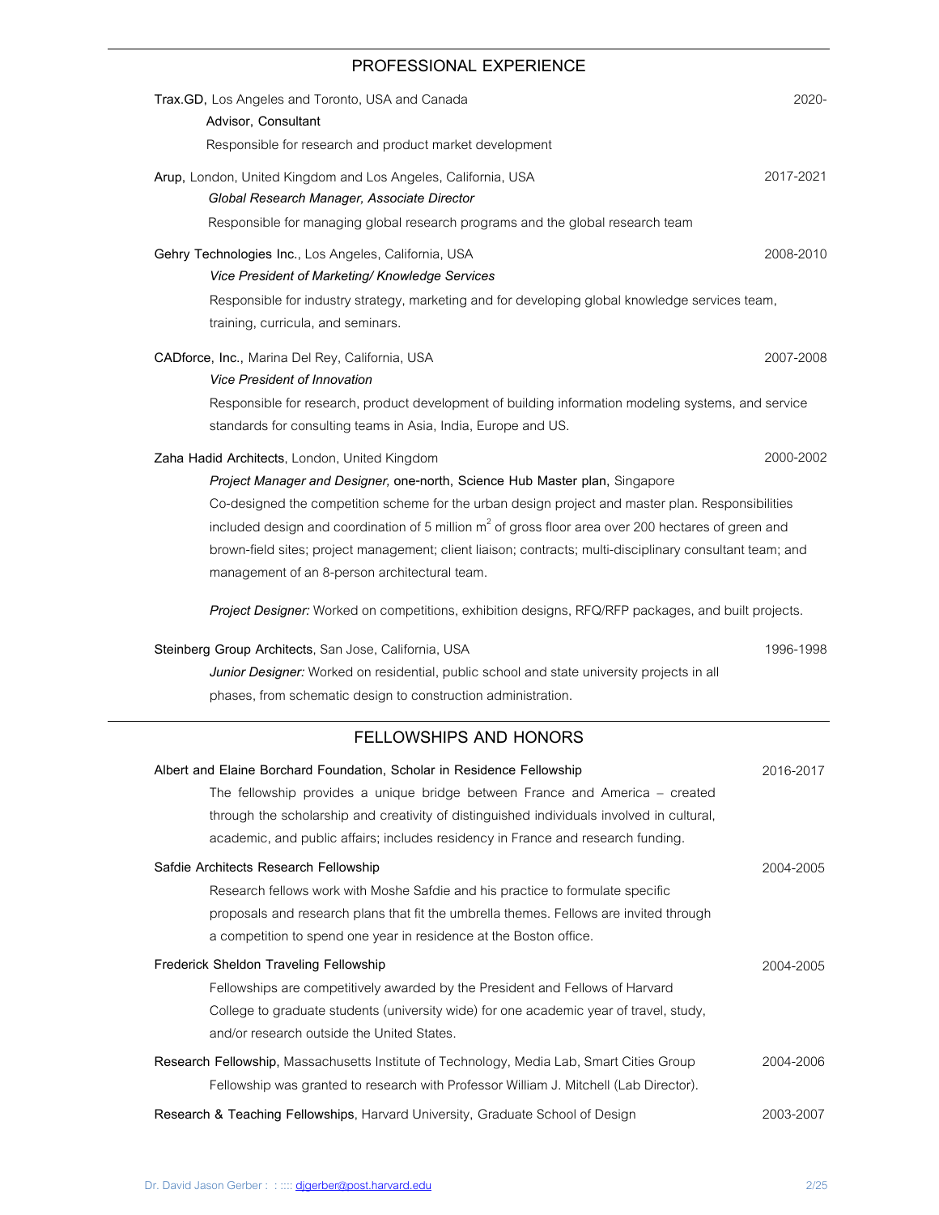## PROFESSIONAL EXPERIENCE

**Trax.GD**, Los Angeles and Toronto, USA and Canada — 2020-

Advisor, Consultant

Responsible for research and product market development

**Arup**, London, United Kingdom and Los Angeles, California, USA — 2017-2021

*Global Research Manager, Associate Director*

Responsible for managing global research programs and the global research team

**Gehry Technologies Inc.**, Los Angeles, California, USA — 2008-2010

*Vice President of Marketing/ Knowledge Services*

Responsible for industry strategy, marketing and for developing global knowledge services team, training, curricula, and seminars.

**CADforce, Inc.**, Marina Del Rey, California, USA — 2007-2008

*Vice President of Innovation*

Responsible for research, product development of building information modeling systems, and service standards for consulting teams in Asia, India, Europe and US.

**Zaha Hadid Architects**, London, United Kingdom — 2000-2002

*Project Manager and Designer,* **one-north, Science Hub Master plan**, Singapore

Co-designed the competition scheme for the urban design project and master plan. Responsibilities included design and coordination of 5 million $m^2$ of gross floor area over 200 hectares of green and brown-field sites; project management; client liaison; contracts; multi-disciplinary consultant team; and management of an 8-person architectural team.

*Project Designer:* Worked on competitions, exhibition designs, RFQ/RFP packages, and built projects.

**Steinberg Group Architects**, San Jose, California, USA — 1996-1998

*Junior Designer:* Worked on residential, public school and state university projects in all phases, from schematic design to construction administration.

## FELLOWSHIPS AND HONORS

**Albert and Elaine Borchard Foundation, Scholar in Residence Fellowship** — 2016-2017

The fellowship provides a unique bridge between France and America – created through the scholarship and creativity of distinguished individuals involved in cultural, academic, and public affairs; includes residency in France and research funding.

**Safdie Architects Research Fellowship** — 2004-2005

Research fellows work with Moshe Safdie and his practice to formulate specific proposals and research plans that fit the umbrella themes. Fellows are invited through a competition to spend one year in residence at the Boston office.

**Frederick Sheldon Traveling Fellowship** — 2004-2005

Fellowships are competitively awarded by the President and Fellows of Harvard College to graduate students (university wide) for one academic year of travel, study, and/or research outside the United States.

**Research Fellowship**, Massachusetts Institute of Technology, Media Lab, Smart Cities Group — 2004-2006

Fellowship was granted to research with Professor William J. Mitchell (Lab Director).

**Research & Teaching Fellowships**, Harvard University, Graduate School of Design — 2003-2007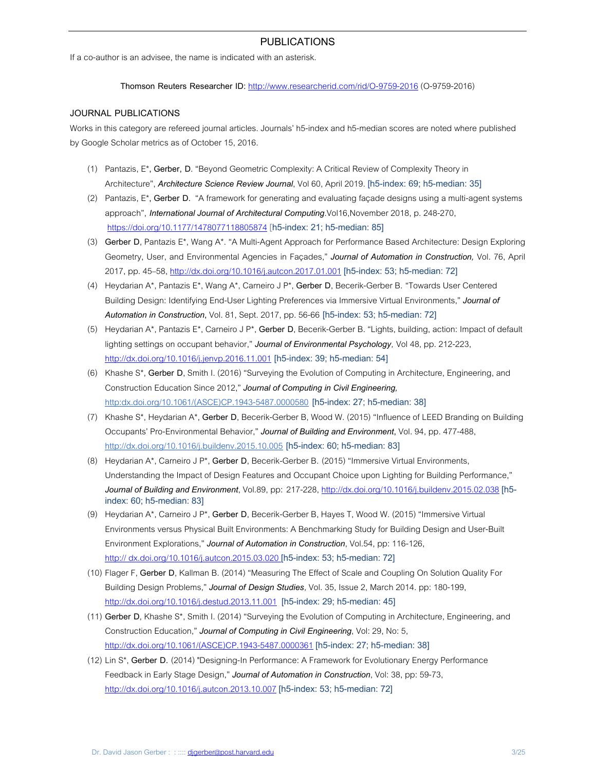## PUBLICATIONS

If a co-author is an advisee, the name is indicated with an asterisk.

**Thomson Reuters Researcher ID:** http://www.researcherid.com/rid/O-9759-2016 (O-9759-2016)

### JOURNAL PUBLICATIONS

Works in this category are refereed journal articles. Journals' h5-index and h5-median scores are noted where published by Google Scholar metrics as of October 15, 2016.

(1) Pantazis, E*, **Gerber, D**. "Beyond Geometric Complexity: A Critical Review of Complexity Theory in Architecture", ***Architecture Science Review Journal***, Vol 60, April 2019. [h5-index: 69; h5-median: 35]

(2) Pantazis, E*, **Gerber D.** "A framework for generating and evaluating façade designs using a multi-agent systems approach", ***International Journal of Architectural Computing***.Vol16,November 2018, p. 248-270, https://doi.org/10.1177/1478077118805874 [h5-index: 21; h5-median: 85]

(3) **Gerber D**, Pantazis E*, Wang A*. "A Multi-Agent Approach for Performance Based Architecture: Design Exploring Geometry, User, and Environmental Agencies in Façades," ***Journal of Automation in Construction,*** Vol. 76, April 2017, pp. 45–58, http://dx.doi.org/10.1016/j.autcon.2017.01.001 [h5-index: 53; h5-median: 72]

(4) Heydarian A*, Pantazis E*, Wang A*, Carneiro J P*, **Gerber D**, Becerik-Gerber B. "Towards User Centered Building Design: Identifying End-User Lighting Preferences via Immersive Virtual Environments," ***Journal of Automation in Construction***, Vol. 81, Sept. 2017, pp. 56-66 [h5-index: 53; h5-median: 72]

(5) Heydarian A*, Pantazis E*, Carneiro J P*, **Gerber D**, Becerik-Gerber B. "Lights, building, action: Impact of default lighting settings on occupant behavior," ***Journal of Environmental Psychology,*** Vol 48, pp. 212-223, http://dx.doi.org/10.1016/j.jenvp.2016.11.001 [h5-index: 39; h5-median: 54]

(6) Khashe S*, **Gerber D**, Smith I. (2016) "Surveying the Evolution of Computing in Architecture, Engineering, and Construction Education Since 2012," ***Journal of Computing in Civil Engineering,*** http:dx.doi.org/10.1061/(ASCE)CP.1943-5487.0000580 [h5-index: 27; h5-median: 38]

(7) Khashe S*, Heydarian A*, **Gerber D**, Becerik-Gerber B, Wood W. (2015) "Influence of LEED Branding on Building Occupants' Pro-Environmental Behavior," ***Journal of Building and Environment***, Vol. 94, pp. 477-488, http://dx.doi.org/10.1016/j.buildenv.2015.10.005 [h5-index: 60; h5-median: 83]

(8) Heydarian A*, Carneiro J P*, **Gerber D**, Becerik-Gerber B. (2015) "Immersive Virtual Environments, Understanding the Impact of Design Features and Occupant Choice upon Lighting for Building Performance," ***Journal of Building and Environment***, Vol.89, pp: 217-228, http://dx.doi.org/10.1016/j.buildenv.2015.02.038 [h5-index: 60; h5-median: 83]

(9) Heydarian A*, Carneiro J P*, **Gerber D**, Becerik-Gerber B, Hayes T, Wood W. (2015) "Immersive Virtual Environments versus Physical Built Environments: A Benchmarking Study for Building Design and User-Built Environment Explorations," ***Journal of Automation in Construction***, Vol.54, pp: 116-126, http:// dx.doi.org/10.1016/j.autcon.2015.03.020 [h5-index: 53; h5-median: 72]

(10) Flager F, **Gerber D**, Kallman B. (2014) "Measuring The Effect of Scale and Coupling On Solution Quality For Building Design Problems," ***Journal of Design Studies***, Vol. 35, Issue 2, March 2014. pp: 180-199, http://dx.doi.org/10.1016/j.destud.2013.11.001 [h5-index: 29; h5-median: 45]

(11) **Gerber D**, Khashe S*, Smith I. (2014) "Surveying the Evolution of Computing in Architecture, Engineering, and Construction Education," ***Journal of Computing in Civil Engineering***, Vol: 29, No: 5, http://dx.doi.org/10.1061/(ASCE)CP.1943-5487.0000361 [h5-index: 27; h5-median: 38]

(12) Lin S*, **Gerber D.** (2014) "Designing-In Performance: A Framework for Evolutionary Energy Performance Feedback in Early Stage Design," ***Journal of Automation in Construction***, Vol: 38, pp: 59-73, http://dx.doi.org/10.1016/j.autcon.2013.10.007 [h5-index: 53; h5-median: 72]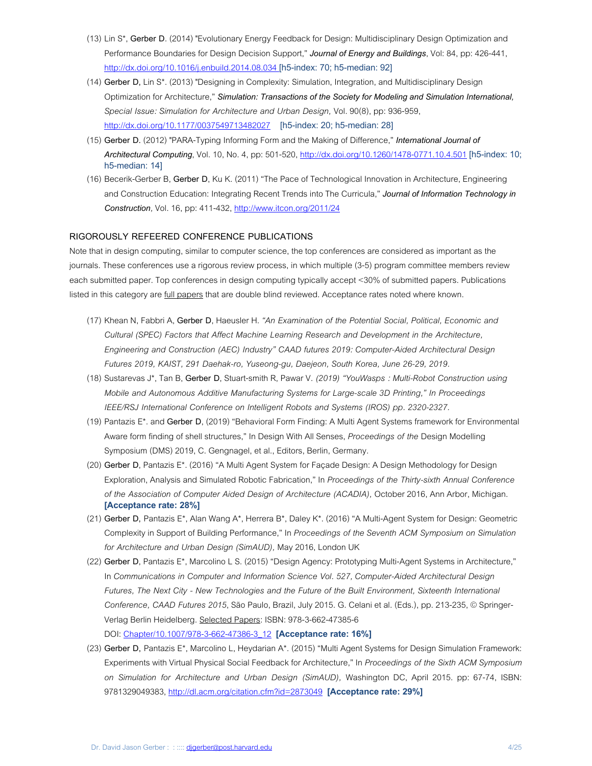(13) Lin S*, **Gerber D**. (2014) "Evolutionary Energy Feedback for Design: Multidisciplinary Design Optimization and Performance Boundaries for Design Decision Support," ***Journal of Energy and Buildings***, Vol: 84, pp: 426-441, http://dx.doi.org/10.1016/j.enbuild.2014.08.034 **[h5-index: 70; h5-median: 92]**

(14) **Gerber D**, Lin S*. (2013) "Designing in Complexity: Simulation, Integration, and Multidisciplinary Design Optimization for Architecture," ***Simulation: Transactions of the Society for Modeling and Simulation International****, Special Issue: Simulation for Architecture and Urban Design,* Vol. 90(8), pp: 936-959, http://dx.doi.org/10.1177/0037549713482027 **[h5-index: 20; h5-median: 28]**

(15) **Gerber D.** (2012) "PARA-Typing Informing Form and the Making of Difference," ***International Journal of Architectural Computing***, Vol. 10, No. 4, pp: 501-520, http://dx.doi.org/10.1260/1478-0771.10.4.501 **[h5-index: 10; h5-median: 14]**

(16) Becerik-Gerber B, **Gerber D**, Ku K. (2011) "The Pace of Technological Innovation in Architecture, Engineering and Construction Education: Integrating Recent Trends into The Curricula," ***Journal of Information Technology in Construction****,* Vol. 16, pp: 411-432, http://www.itcon.org/2011/24

## RIGOROUSLY REFEERED CONFERENCE PUBLICATIONS

Note that in design computing, similar to computer science, the top conferences are considered as important as the journals. These conferences use a rigorous review process, in which multiple (3-5) program committee members review each submitted paper. Top conferences in design computing typically accept <30% of submitted papers. Publications listed in this category are full papers that are double blind reviewed. Acceptance rates noted where known.

(17) Khean N, Fabbri A, **Gerber D**, Haeusler H. *"An Examination of the Potential Social, Political, Economic and Cultural (SPEC) Factors that Affect Machine Learning Research and Development in the Architecture, Engineering and Construction (AEC) Industry" CAAD futures 2019: Computer-Aided Architectural Design Futures 2019, KAIST, 291 Daehak-ro, Yuseong-gu, Daejeon, South Korea, June 26-29, 2019.*

(18) Sustarevas J*, Tan B, **Gerber D**, Stuart-smith R, Pawar V. *(2019) "YouWasps : Multi-Robot Construction using Mobile and Autonomous Additive Manufacturing Systems for Large-scale 3D Printing," In Proceedings IEEE/RSJ International Conference on Intelligent Robots and Systems (IROS) pp. 2320-2327.*

(19) Pantazis E*. and **Gerber D**, (2019) "Behavioral Form Finding: A Multi Agent Systems framework for Environmental Aware form finding of shell structures," In Design With All Senses, *Proceedings of the* Design Modelling Symposium (DMS) 2019, C. Gengnagel, et al., Editors, Berlin, Germany.

(20) **Gerber D**, Pantazis E*. (2016) "A Multi Agent System for Façade Design: A Design Methodology for Design Exploration, Analysis and Simulated Robotic Fabrication," In *Proceedings of the Thirty-sixth Annual Conference of the Association of Computer Aided Design of Architecture (ACADIA)*, October 2016, Ann Arbor, Michigan. **[Acceptance rate: 28%]**

(21) **Gerber D**, Pantazis E*, Alan Wang A*, Herrera B*, Daley K*. (2016) "A Multi-Agent System for Design: Geometric Complexity in Support of Building Performance," In *Proceedings of the Seventh ACM Symposium on Simulation for Architecture and Urban Design (SimAUD),* May 2016, London UK

(22) **Gerber D**, Pantazis E*, Marcolino L S. (2015) "Design Agency: Prototyping Multi-Agent Systems in Architecture," In *Communications in Computer and Information Science Vol. 527, Computer-Aided Architectural Design Futures, The Next City - New Technologies and the Future of the Built Environment, Sixteenth International Conference, CAAD Futures 2015*, São Paulo, Brazil, July 2015. G. Celani et al. (Eds.), pp. 213-235, © Springer-Verlag Berlin Heidelberg. Selected Papers: ISBN: 978-3-662-47385-6 DOI: Chapter/10.1007/978-3-662-47386-3_12 **[Acceptance rate: 16%]**

(23) **Gerber D,** Pantazis E*, Marcolino L, Heydarian A*. (2015) "Multi Agent Systems for Design Simulation Framework: Experiments with Virtual Physical Social Feedback for Architecture," In *Proceedings of the Sixth ACM Symposium on Simulation for Architecture and Urban Design (SimAUD)*, Washington DC, April 2015. pp: 67-74, ISBN: 9781329049383, http://dl.acm.org/citation.cfm?id=2873049 **[Acceptance rate: 29%]**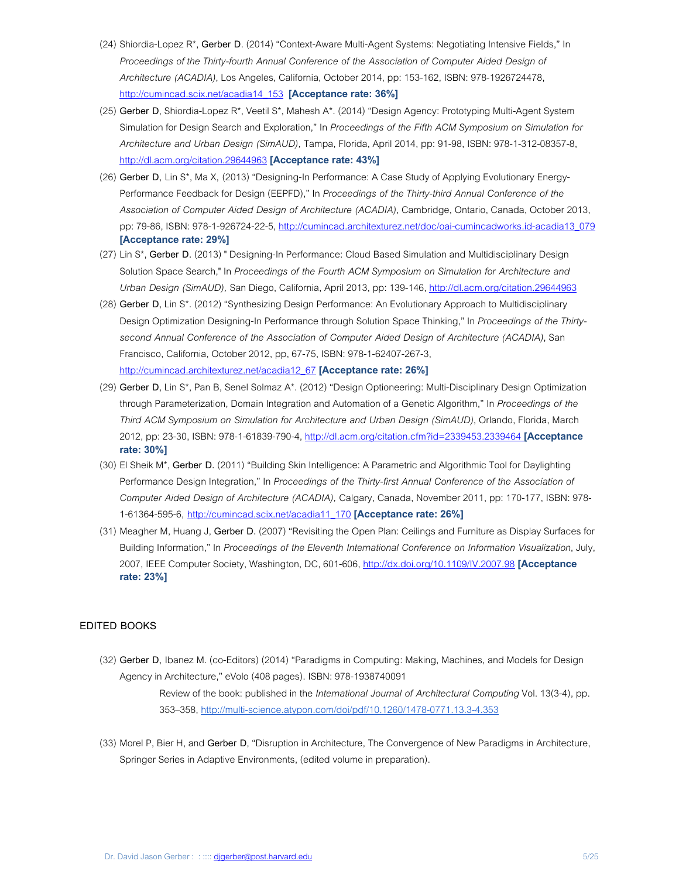(24) Shiordia-Lopez R*, **Gerber D**. (2014) "Context-Aware Multi-Agent Systems: Negotiating Intensive Fields," In *Proceedings of the Thirty-fourth Annual Conference of the Association of Computer Aided Design of Architecture (ACADIA)*, Los Angeles, California, October 2014, pp: 153-162, ISBN: 978-1926724478, http://cumincad.scix.net/acadia14_153 **[Acceptance rate: 36%]**

(25) **Gerber D**, Shiordia-Lopez R*, Veetil S*, Mahesh A*. (2014) "Design Agency: Prototyping Multi-Agent System Simulation for Design Search and Exploration," In *Proceedings of the Fifth ACM Symposium on Simulation for Architecture and Urban Design (SimAUD)*, Tampa, Florida, April 2014, pp: 91-98, ISBN: 978-1-312-08357-8, http://dl.acm.org/citation.29644963 **[Acceptance rate: 43%]**

(26) **Gerber D**, Lin S*, Ma X, (2013) "Designing-In Performance: A Case Study of Applying Evolutionary Energy-Performance Feedback for Design (EEPFD)," In *Proceedings of the Thirty-third Annual Conference of the Association of Computer Aided Design of Architecture (ACADIA)*, Cambridge, Ontario, Canada, October 2013, pp: 79-86, ISBN: 978-1-926724-22-5, http://cumincad.architexturez.net/doc/oai-cumincadworks.id-acadia13_079 **[Acceptance rate: 29%]**

(27) Lin S*, **Gerber D.** (2013) " Designing-In Performance: Cloud Based Simulation and Multidisciplinary Design Solution Space Search," In *Proceedings of the Fourth ACM Symposium on Simulation for Architecture and Urban Design (SimAUD)*, San Diego, California, April 2013, pp: 139-146, http://dl.acm.org/citation.29644963

(28) **Gerber D**, Lin S*. (2012) "Synthesizing Design Performance: An Evolutionary Approach to Multidisciplinary Design Optimization Designing-In Performance through Solution Space Thinking," In *Proceedings of the Thirty-second Annual Conference of the Association of Computer Aided Design of Architecture (ACADIA)*, San Francisco, California, October 2012, pp, 67-75, ISBN: 978-1-62407-267-3, http://cumincad.architexturez.net/acadia12_67 **[Acceptance rate: 26%]**

(29) **Gerber D**, Lin S*, Pan B, Senel Solmaz A*. (2012) "Design Optioneering: Multi-Disciplinary Design Optimization through Parameterization, Domain Integration and Automation of a Genetic Algorithm," In *Proceedings of the Third ACM Symposium on Simulation for Architecture and Urban Design (SimAUD)*, Orlando, Florida, March 2012, pp: 23-30, ISBN: 978-1-61839-790-4, http://dl.acm.org/citation.cfm?id=2339453.2339464 **[Acceptance rate: 30%]**

(30) El Sheik M*, **Gerber D.** (2011) "Building Skin Intelligence: A Parametric and Algorithmic Tool for Daylighting Performance Design Integration," In *Proceedings of the Thirty-first Annual Conference of the Association of Computer Aided Design of Architecture (ACADIA)*, Calgary, Canada, November 2011, pp: 170-177, ISBN: 978-1-61364-595-6, http://cumincad.scix.net/acadia11_170 **[Acceptance rate: 26%]**

(31) Meagher M, Huang J, **Gerber D.** (2007) "Revisiting the Open Plan: Ceilings and Furniture as Display Surfaces for Building Information," In *Proceedings of the Eleventh International Conference on Information Visualization*, July, 2007, IEEE Computer Society, Washington, DC, 601-606, http://dx.doi.org/10.1109/IV.2007.98 **[Acceptance rate: 23%]**

## EDITED BOOKS

(32) **Gerber D**, Ibanez M. (co-Editors) (2014) "Paradigms in Computing: Making, Machines, and Models for Design Agency in Architecture," eVolo (408 pages). ISBN: 978-1938740091

Review of the book: published in the *International Journal of Architectural Computing* Vol. 13(3-4), pp. 353–358, http://multi-science.atypon.com/doi/pdf/10.1260/1478-0771.13.3-4.353

(33) Morel P, Bier H, and **Gerber D**, "Disruption in Architecture, The Convergence of New Paradigms in Architecture, Springer Series in Adaptive Environments, (edited volume in preparation).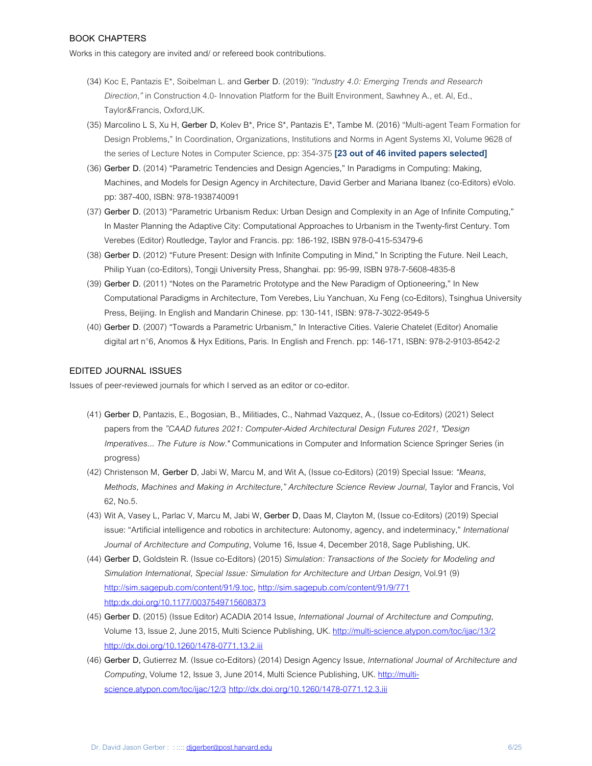## BOOK CHAPTERS

Works in this category are invited and/ or refereed book contributions.

(34) Koc E, Pantazis E*, Soibelman L. and **Gerber D.** (2019): *"Industry 4.0: Emerging Trends and Research Direction,"* in Construction 4.0- Innovation Platform for the Built Environment, Sawhney A., et. Al, Ed., Taylor&Francis, Oxford,UK.

(35) Marcolino L S, Xu H, **Gerber D**, Kolev B*, Price S*, Pantazis E*, Tambe M. (2016) "Multi-agent Team Formation for Design Problems," In Coordination, Organizations, Institutions and Norms in Agent Systems XI, Volume 9628 of the series of Lecture Notes in Computer Science, pp: 354-375 **[23 out of 46 invited papers selected]**

(36) **Gerber D.** (2014) "Parametric Tendencies and Design Agencies," In Paradigms in Computing: Making, Machines, and Models for Design Agency in Architecture, David Gerber and Mariana Ibanez (co-Editors) eVolo. pp: 387-400, ISBN: 978-1938740091

(37) **Gerber D.** (2013) "Parametric Urbanism Redux: Urban Design and Complexity in an Age of Infinite Computing," In Master Planning the Adaptive City: Computational Approaches to Urbanism in the Twenty-first Century. Tom Verebes (Editor) Routledge, Taylor and Francis. pp: 186-192, ISBN 978-0-415-53479-6

(38) **Gerber D.** (2012) "Future Present: Design with Infinite Computing in Mind," In Scripting the Future. Neil Leach, Philip Yuan (co-Editors), Tongji University Press, Shanghai. pp: 95-99, ISBN 978-7-5608-4835-8

(39) **Gerber D.** (2011) "Notes on the Parametric Prototype and the New Paradigm of Optioneering," In New Computational Paradigms in Architecture, Tom Verebes, Liu Yanchuan, Xu Feng (co-Editors), Tsinghua University Press, Beijing. In English and Mandarin Chinese. pp: 130-141, ISBN: 978-7-3022-9549-5

(40) **Gerber D**. (2007) "Towards a Parametric Urbanism," In Interactive Cities. Valerie Chatelet (Editor) Anomalie digital art n°6, Anomos & Hyx Editions, Paris. In English and French. pp: 146-171, ISBN: 978-2-9103-8542-2

## EDITED JOURNAL ISSUES

Issues of peer-reviewed journals for which I served as an editor or co-editor.

(41) **Gerber D**, Pantazis, E., Bogosian, B., Militiades, C., Nahmad Vazquez, A., (Issue co-Editors) (2021) Select papers from the *"CAAD futures 2021: Computer-Aided Architectural Design Futures 2021, "Design Imperatives... The Future is Now."* Communications in Computer and Information Science Springer Series (in progress)

(42) Christenson M, **Gerber D**, Jabi W, Marcu M, and Wit A, (Issue co-Editors) (2019) Special Issue: *"Means, Methods, Machines and Making in Architecture," Architecture Science Review Journal,* Taylor and Francis, Vol 62, No.5.

(43) Wit A, Vasey L, Parlac V, Marcu M, Jabi W, **Gerber D**, Daas M, Clayton M, (Issue co-Editors) (2019) Special issue: "Artificial intelligence and robotics in architecture: Autonomy, agency, and indeterminacy," *International Journal of Architecture and Computing*, Volume 16, Issue 4, December 2018, Sage Publishing, UK.

(44) **Gerber D**, Goldstein R. (Issue co-Editors) (2015) *Simulation: Transactions of the Society for Modeling and Simulation International, Special Issue: Simulation for Architecture and Urban Design*, Vol.91 (9) http://sim.sagepub.com/content/91/9.toc, http://sim.sagepub.com/content/91/9/771 http:dx.doi.org/10.1177/0037549715608373

(45) **Gerber D.** (2015) (Issue Editor) ACADIA 2014 Issue, *International Journal of Architecture and Computing*, Volume 13, Issue 2, June 2015, Multi Science Publishing, UK. http://multi-science.atypon.com/toc/ijac/13/2 http://dx.doi.org/10.1260/1478-0771.13.2.iii

(46) **Gerber D**, Gutierrez M. (Issue co-Editors) (2014) Design Agency Issue, *International Journal of Architecture and Computing*, Volume 12, Issue 3, June 2014, Multi Science Publishing, UK. http://multi-science.atypon.com/toc/ijac/12/3 http://dx.doi.org/10.1260/1478-0771.12.3.iii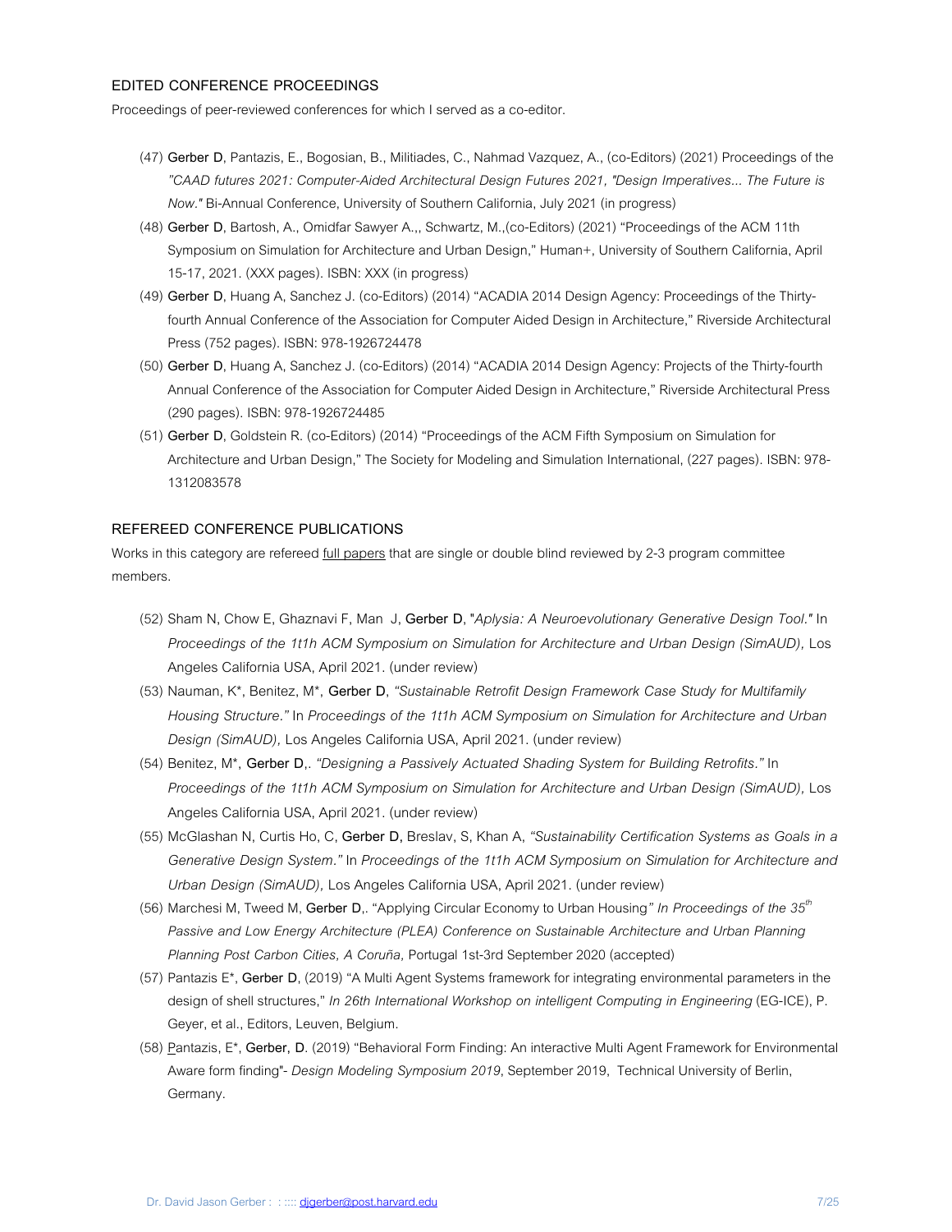### EDITED CONFERENCE PROCEEDINGS

Proceedings of peer-reviewed conferences for which I served as a co-editor.

(47) **Gerber D**, Pantazis, E., Bogosian, B., Militiades, C., Nahmad Vazquez, A., (co-Editors) (2021) Proceedings of the *"CAAD futures 2021: Computer-Aided Architectural Design Futures 2021, "Design Imperatives... The Future is Now."* Bi-Annual Conference, University of Southern California, July 2021 (in progress)

(48) **Gerber D**, Bartosh, A., Omidfar Sawyer A.,, Schwartz, M.,(co-Editors) (2021) "Proceedings of the ACM 11th Symposium on Simulation for Architecture and Urban Design," Human+, University of Southern California, April 15-17, 2021. (XXX pages). ISBN: XXX (in progress)

(49) **Gerber D**, Huang A, Sanchez J. (co-Editors) (2014) "ACADIA 2014 Design Agency: Proceedings of the Thirty-fourth Annual Conference of the Association for Computer Aided Design in Architecture," Riverside Architectural Press (752 pages). ISBN: 978-1926724478

(50) **Gerber D**, Huang A, Sanchez J. (co-Editors) (2014) "ACADIA 2014 Design Agency: Projects of the Thirty-fourth Annual Conference of the Association for Computer Aided Design in Architecture," Riverside Architectural Press (290 pages). ISBN: 978-1926724485

(51) **Gerber D**, Goldstein R. (co-Editors) (2014) "Proceedings of the ACM Fifth Symposium on Simulation for Architecture and Urban Design," The Society for Modeling and Simulation International, (227 pages). ISBN: 978-1312083578

### REFEREED CONFERENCE PUBLICATIONS

Works in this category are refereed full papers that are single or double blind reviewed by 2-3 program committee members.

(52) Sham N, Chow E, Ghaznavi F, Man J, **Gerber D**, "*Aplysia: A Neuroevolutionary Generative Design Tool."* In *Proceedings of the 1t1h ACM Symposium on Simulation for Architecture and Urban Design (SimAUD),* Los Angeles California USA, April 2021. (under review)

(53) Nauman, K*, Benitez, M*, **Gerber D**, *"Sustainable Retrofit Design Framework Case Study for Multifamily Housing Structure."* In *Proceedings of the 1t1h ACM Symposium on Simulation for Architecture and Urban Design (SimAUD),* Los Angeles California USA, April 2021. (under review)

(54) Benitez, M*, **Gerber D**,. *"Designing a Passively Actuated Shading System for Building Retrofits."* In *Proceedings of the 1t1h ACM Symposium on Simulation for Architecture and Urban Design (SimAUD),* Los Angeles California USA, April 2021. (under review)

(55) McGlashan N, Curtis Ho, C, **Gerber D**, Breslav, S, Khan A, *"Sustainability Certification Systems as Goals in a Generative Design System."* In *Proceedings of the 1t1h ACM Symposium on Simulation for Architecture and Urban Design (SimAUD),* Los Angeles California USA, April 2021. (under review)

(56) Marchesi M, Tweed M, **Gerber D**,. "Applying Circular Economy to Urban Housing*" In Proceedings of the 35th Passive and Low Energy Architecture (PLEA) Conference on Sustainable Architecture and Urban Planning Planning Post Carbon Cities, A Coruña,* Portugal 1st-3rd September 2020 (accepted)

(57) Pantazis E*, **Gerber D**, (2019) "A Multi Agent Systems framework for integrating environmental parameters in the design of shell structures," *In 26th International Workshop on intelligent Computing in Engineering* (EG-ICE), P. Geyer, et al., Editors, Leuven, Belgium.

(58) Pantazis, E*, **Gerber, D**. (2019) "Behavioral Form Finding: An interactive Multi Agent Framework for Environmental Aware form finding"- *Design Modeling Symposium 2019*, September 2019, Technical University of Berlin, Germany.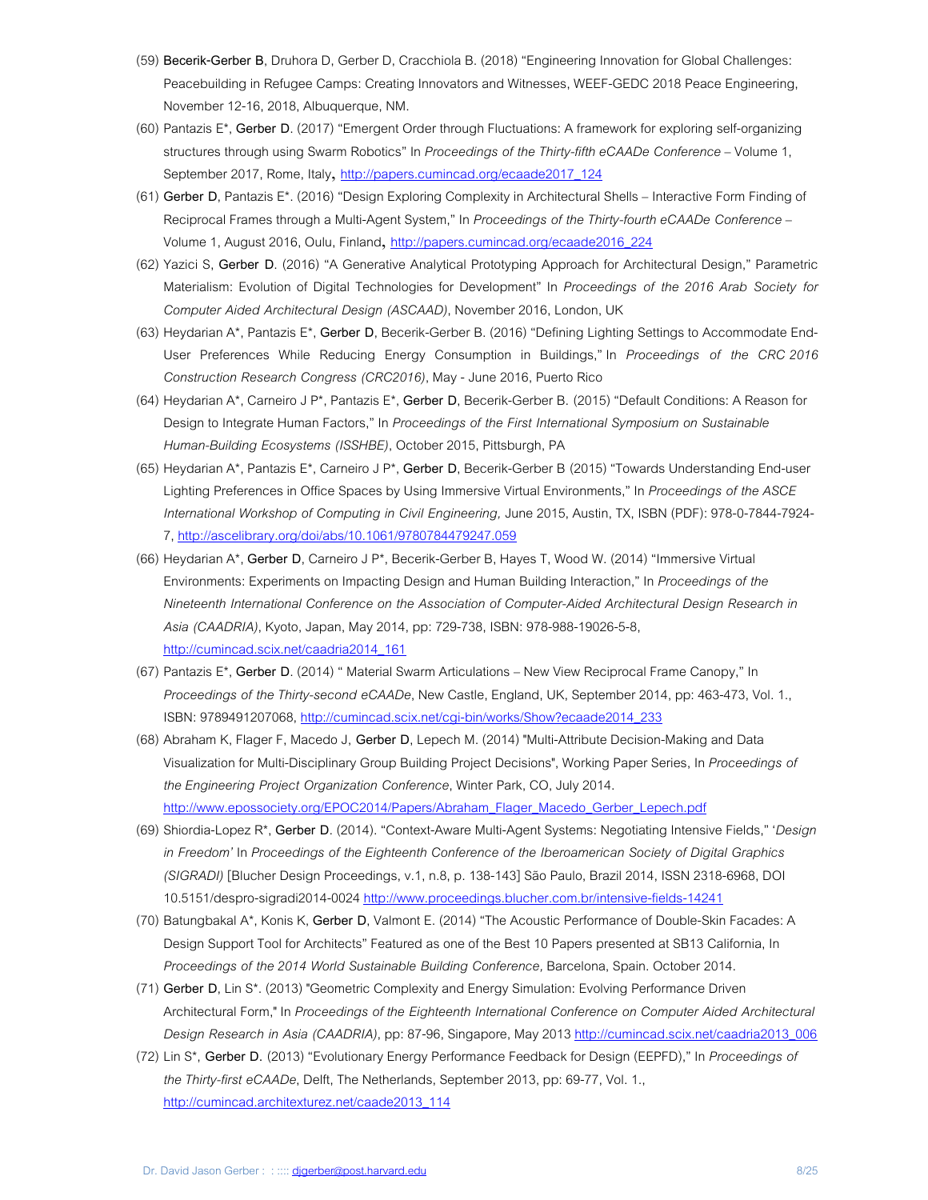(59) **Becerik-Gerber B**, Druhora D, Gerber D, Cracchiola B. (2018) "Engineering Innovation for Global Challenges: Peacebuilding in Refugee Camps: Creating Innovators and Witnesses, WEEF-GEDC 2018 Peace Engineering, November 12-16, 2018, Albuquerque, NM.

(60) Pantazis E*, **Gerber D**. (2017) "Emergent Order through Fluctuations: A framework for exploring self-organizing structures through using Swarm Robotics" In *Proceedings of the Thirty-fifth eCAADe Conference* – Volume 1, September 2017, Rome, Italy, http://papers.cumincad.org/ecaade2017_124

(61) **Gerber D**, Pantazis E*. (2016) "Design Exploring Complexity in Architectural Shells – Interactive Form Finding of Reciprocal Frames through a Multi-Agent System," In *Proceedings of the Thirty-fourth eCAADe Conference* – Volume 1, August 2016, Oulu, Finland, http://papers.cumincad.org/ecaade2016_224

(62) Yazici S, **Gerber D**. (2016) "A Generative Analytical Prototyping Approach for Architectural Design," Parametric Materialism: Evolution of Digital Technologies for Development" In *Proceedings of the 2016 Arab Society for Computer Aided Architectural Design (ASCAAD)*, November 2016, London, UK

(63) Heydarian A*, Pantazis E*, **Gerber D**, Becerik-Gerber B. (2016) "Defining Lighting Settings to Accommodate End-User Preferences While Reducing Energy Consumption in Buildings," In *Proceedings of the CRC 2016 Construction Research Congress (CRC2016)*, May - June 2016, Puerto Rico

(64) Heydarian A*, Carneiro J P*, Pantazis E*, **Gerber D**, Becerik-Gerber B. (2015) "Default Conditions: A Reason for Design to Integrate Human Factors," In *Proceedings of the First International Symposium on Sustainable Human-Building Ecosystems (ISSHBE)*, October 2015, Pittsburgh, PA

(65) Heydarian A*, Pantazis E*, Carneiro J P*, **Gerber D**, Becerik-Gerber B (2015) "Towards Understanding End-user Lighting Preferences in Office Spaces by Using Immersive Virtual Environments," In *Proceedings of the ASCE International Workshop of Computing in Civil Engineering,* June 2015, Austin, TX, ISBN (PDF): 978-0-7844-7924-7, http://ascelibrary.org/doi/abs/10.1061/9780784479247.059

(66) Heydarian A*, **Gerber D**, Carneiro J P*, Becerik-Gerber B, Hayes T, Wood W. (2014) "Immersive Virtual Environments: Experiments on Impacting Design and Human Building Interaction," In *Proceedings of the Nineteenth International Conference on the Association of Computer-Aided Architectural Design Research in Asia (CAADRIA)*, Kyoto, Japan, May 2014, pp: 729-738, ISBN: 978-988-19026-5-8, http://cumincad.scix.net/caadria2014_161

(67) Pantazis E*, **Gerber D**. (2014) " Material Swarm Articulations – New View Reciprocal Frame Canopy," In *Proceedings of the Thirty-second eCAADe*, New Castle, England, UK, September 2014, pp: 463-473, Vol. 1., ISBN: 9789491207068, http://cumincad.scix.net/cgi-bin/works/Show?ecaade2014_233

(68) Abraham K, Flager F, Macedo J, **Gerber D**, Lepech M. (2014) "Multi-Attribute Decision-Making and Data Visualization for Multi-Disciplinary Group Building Project Decisions", Working Paper Series, In *Proceedings of the Engineering Project Organization Conference*, Winter Park, CO, July 2014. http://www.epossociety.org/EPOC2014/Papers/Abraham_Flager_Macedo_Gerber_Lepech.pdf

(69) Shiordia-Lopez R*, **Gerber D**. (2014). "Context-Aware Multi-Agent Systems: Negotiating Intensive Fields," '*Design in Freedom'* In *Proceedings of the Eighteenth Conference of the Iberoamerican Society of Digital Graphics (SIGRADI)* [Blucher Design Proceedings, v.1, n.8, p. 138-143] São Paulo, Brazil 2014, ISSN 2318-6968, DOI 10.5151/despro-sigradi2014-0024 http://www.proceedings.blucher.com.br/intensive-fields-14241

(70) Batungbakal A*, Konis K, **Gerber D**, Valmont E. (2014) "The Acoustic Performance of Double-Skin Facades: A Design Support Tool for Architects" Featured as one of the Best 10 Papers presented at SB13 California, In *Proceedings of the 2014 World Sustainable Building Conference,* Barcelona, Spain. October 2014.

(71) **Gerber D**, Lin S*. (2013) "Geometric Complexity and Energy Simulation: Evolving Performance Driven Architectural Form," In *Proceedings of the Eighteenth International Conference on Computer Aided Architectural Design Research in Asia (CAADRIA)*, pp: 87-96, Singapore, May 2013 http://cumincad.scix.net/caadria2013_006

(72) Lin S*, **Gerber D.** (2013) "Evolutionary Energy Performance Feedback for Design (EEPFD)," In *Proceedings of the Thirty-first eCAADe*, Delft, The Netherlands, September 2013, pp: 69-77, Vol. 1., http://cumincad.architexturez.net/caade2013_114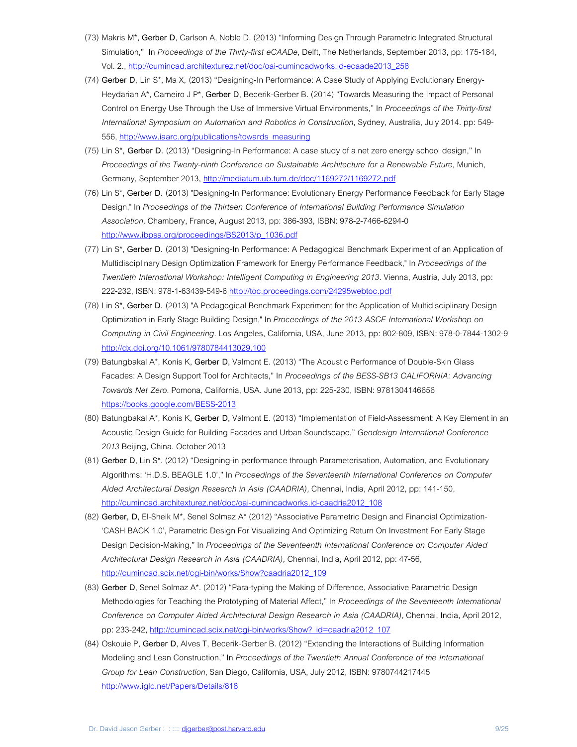(73) Makris M*, **Gerber D**, Carlson A, Noble D. (2013) "Informing Design Through Parametric Integrated Structural Simulation," In *Proceedings of the Thirty-first eCAADe*, Delft, The Netherlands, September 2013, pp: 175-184, Vol. 2., http://cumincad.architexturez.net/doc/oai-cumincadworks.id-ecaade2013_258

(74) **Gerber D**, Lin S*, Ma X, (2013) "Designing-In Performance: A Case Study of Applying Evolutionary Energy-Heydarian A*, Carneiro J P*, **Gerber D**, Becerik-Gerber B. (2014) "Towards Measuring the Impact of Personal Control on Energy Use Through the Use of Immersive Virtual Environments," In *Proceedings of the Thirty-first International Symposium on Automation and Robotics in Construction*, Sydney, Australia, July 2014. pp: 549-556, http://www.iaarc.org/publications/towards_measuring

(75) Lin S*, **Gerber D.** (2013) "Designing-In Performance: A case study of a net zero energy school design," In *Proceedings of the Twenty-ninth Conference on Sustainable Architecture for a Renewable Future,* Munich, Germany, September 2013, http://mediatum.ub.tum.de/doc/1169272/1169272.pdf

(76) Lin S*, **Gerber D.** (2013) "Designing-In Performance: Evolutionary Energy Performance Feedback for Early Stage Design," In *Proceedings of the Thirteen Conference of International Building Performance Simulation Association,* Chambery, France, August 2013, pp: 386-393, ISBN: 978-2-7466-6294-0 http://www.ibpsa.org/proceedings/BS2013/p_1036.pdf

(77) Lin S*, **Gerber D.** (2013) "Designing-In Performance: A Pedagogical Benchmark Experiment of an Application of Multidisciplinary Design Optimization Framework for Energy Performance Feedback," In *Proceedings of the Twentieth International Workshop: Intelligent Computing in Engineering 2013*. Vienna, Austria, July 2013, pp: 222-232, ISBN: 978-1-63439-549-6 http://toc.proceedings.com/24295webtoc.pdf

(78) Lin S*, **Gerber D.** (2013) "A Pedagogical Benchmark Experiment for the Application of Multidisciplinary Design Optimization in Early Stage Building Design," In *Proceedings of the 2013 ASCE International Workshop on Computing in Civil Engineering*. Los Angeles, California, USA, June 2013, pp: 802-809, ISBN: 978-0-7844-1302-9 http://dx.doi.org/10.1061/9780784413029.100

(79) Batungbakal A*, Konis K, **Gerber D,** Valmont E. (2013) "The Acoustic Performance of Double-Skin Glass Facades: A Design Support Tool for Architects," In *Proceedings of the BESS-SB13 CALIFORNIA: Advancing Towards Net Zero*. Pomona, California, USA. June 2013, pp: 225-230, ISBN: 9781304146656 https://books.google.com/BESS-2013

(80) Batungbakal A*, Konis K, **Gerber D,** Valmont E. (2013) "Implementation of Field-Assessment: A Key Element in an Acoustic Design Guide for Building Facades and Urban Soundscape," *Geodesign International Conference 2013* Beijing, China. October 2013

(81) **Gerber D,** Lin S*. (2012) "Designing-in performance through Parameterisation, Automation, and Evolutionary Algorithms: 'H.D.S. BEAGLE 1.0'," In *Proceedings of the Seventeenth International Conference on Computer Aided Architectural Design Research in Asia (CAADRIA),* Chennai, India, April 2012, pp: 141-150, http://cumincad.architexturez.net/doc/oai-cumincadworks.id-caadria2012_108

(82) **Gerber, D**, El-Sheik M*, Senel Solmaz A* (2012) "Associative Parametric Design and Financial Optimization- 'CASH BACK 1.0', Parametric Design For Visualizing And Optimizing Return On Investment For Early Stage Design Decision-Making," In *Proceedings of the Seventeenth International Conference on Computer Aided Architectural Design Research in Asia (CAADRIA),* Chennai, India, April 2012, pp: 47-56, http://cumincad.scix.net/cgi-bin/works/Show?caadria2012_109

(83) **Gerber D**, Senel Solmaz A*. (2012) "Para-typing the Making of Difference, Associative Parametric Design Methodologies for Teaching the Prototyping of Material Affect," In *Proceedings of the Seventeenth International Conference on Computer Aided Architectural Design Research in Asia (CAADRIA),* Chennai, India, April 2012, pp: 233-242, http://cumincad.scix.net/cgi-bin/works/Show?_id=caadria2012_107

(84) Oskouie P, **Gerber D**, Alves T, Becerik-Gerber B. (2012) "Extending the Interactions of Building Information Modeling and Lean Construction," In *Proceedings of the Twentieth Annual Conference of the International Group for Lean Construction*, San Diego, California, USA, July 2012, ISBN: 9780744217445 http://www.iglc.net/Papers/Details/818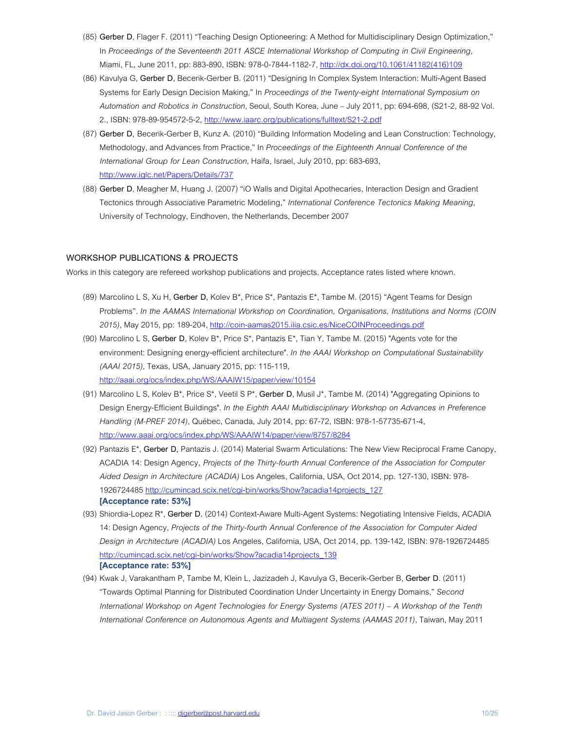(85) **Gerber D**, Flager F. (2011) “Teaching Design Optioneering: A Method for Multidisciplinary Design Optimization,” In *Proceedings of the Seventeenth 2011 ASCE International Workshop of Computing in Civil Engineering,* Miami, FL, June 2011, pp: 883-890, ISBN: 978-0-7844-1182-7, http://dx.doi.org/10.1061/41182(416)109

(86) Kavulya G, **Gerber D**, Becerik-Gerber B. (2011) “Designing In Complex System Interaction: Multi-Agent Based Systems for Early Design Decision Making,” In *Proceedings of the Twenty-eight International Symposium on Automation and Robotics in Construction*, Seoul, South Korea, June – July 2011, pp: 694-698, (S21-2, 88-92 Vol. 2., ISBN: 978-89-954572-5-2, http://www.iaarc.org/publications/fulltext/S21-2.pdf

(87) **Gerber D,** Becerik-Gerber B, Kunz A. (2010) “Building Information Modeling and Lean Construction: Technology, Methodology, and Advances from Practice,” In *Proceedings of the Eighteenth Annual Conference of the International Group for Lean Construction,* Haifa, Israel, July 2010, pp: 683-693, http://www.iglc.net/Papers/Details/737

(88) **Gerber D**, Meagher M, Huang J. (2007) “iO Walls and Digital Apothecaries, Interaction Design and Gradient Tectonics through Associative Parametric Modeling,” *International Conference Tectonics Making Meaning*, University of Technology, Eindhoven, the Netherlands, December 2007

## WORKSHOP PUBLICATIONS & PROJECTS

Works in this category are refereed workshop publications and projects. Acceptance rates listed where known.

(89) Marcolino L S, Xu H, **Gerber D,** Kolev B*, Price S*, Pantazis E*, Tambe M. (2015) “Agent Teams for Design Problems”. *In the AAMAS International Workshop on Coordination, Organisations, Institutions and Norms (COIN 2015)*, May 2015, pp: 189-204, http://coin-aamas2015.iiia.csic.es/NiceCOINProceedings.pdf

(90) Marcolino L S, **Gerber D**, Kolev B*, Price S*, Pantazis E*, Tian Y, Tambe M. (2015) "Agents vote for the environment: Designing energy-efficient architecture". *In the AAAI Workshop on Computational Sustainability (AAAI 2015)*, Texas, USA, January 2015, pp: 115-119, http://aaai.org/ocs/index.php/WS/AAAIW15/paper/view/10154

(91) Marcolino L S, Kolev B*, Price S*, Veetil S P*, **Gerber D**, Musil J*, Tambe M. (2014) "Aggregating Opinions to Design Energy-Efficient Buildings". *In the Eighth AAAI Multidisciplinary Workshop on Advances in Preference Handling (M-PREF 2014)*, Québec, Canada, July 2014, pp: 67-72, ISBN: 978-1-57735-671-4, http://www.aaai.org/ocs/index.php/WS/AAAIW14/paper/view/8757/8284

(92) Pantazis E*, **Gerber D,** Pantazis J. (2014) Material Swarm Articulations: The New View Reciprocal Frame Canopy, ACADIA 14: Design Agency, *Projects of the Thirty-fourth Annual Conference of the Association for Computer Aided Design in Architecture (ACADIA)* Los Angeles, California, USA, Oct 2014, pp. 127-130, ISBN: 978-1926724485 http://cumincad.scix.net/cgi-bin/works/Show?acadia14projects_127
**[Acceptance rate: 53%]**

(93) Shiordia-Lopez R*, **Gerber D.** (2014) Context-Aware Multi-Agent Systems: Negotiating Intensive Fields, ACADIA 14: Design Agency, *Projects of the Thirty-fourth Annual Conference of the Association for Computer Aided Design in Architecture (ACADIA)* Los Angeles, California, USA, Oct 2014, pp. 139-142, ISBN: 978-1926724485 http://cumincad.scix.net/cgi-bin/works/Show?acadia14projects_139
**[Acceptance rate: 53%]**

(94) Kwak J, Varakantham P, Tambe M, Klein L, Jazizadeh J, Kavulya G, Becerik-Gerber B, **Gerber D**. (2011) “Towards Optimal Planning for Distributed Coordination Under Uncertainty in Energy Domains,” *Second International Workshop on Agent Technologies for Energy Systems (ATES 2011) – A Workshop of the Tenth International Conference on Autonomous Agents and Multiagent Systems (AAMAS 2011)*, Taiwan, May 2011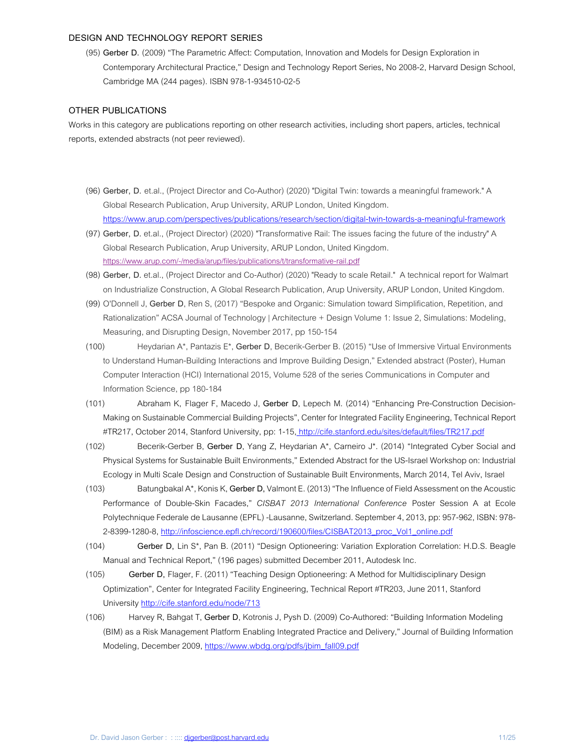### DESIGN AND TECHNOLOGY REPORT SERIES

(95) **Gerber D.** (2009) "The Parametric Affect: Computation, Innovation and Models for Design Exploration in Contemporary Architectural Practice," Design and Technology Report Series, No 2008-2, Harvard Design School, Cambridge MA (244 pages). ISBN 978-1-934510-02-5

### OTHER PUBLICATIONS

Works in this category are publications reporting on other research activities, including short papers, articles, technical reports, extended abstracts (not peer reviewed).

(96) **Gerber, D.** et.al., (Project Director and Co-Author) (2020) "Digital Twin: towards a meaningful framework." A Global Research Publication, Arup University, ARUP London, United Kingdom. https://www.arup.com/perspectives/publications/research/section/digital-twin-towards-a-meaningful-framework

(97) **Gerber, D.** et.al., (Project Director) (2020) "Transformative Rail: The issues facing the future of the industry" A Global Research Publication, Arup University, ARUP London, United Kingdom. https://www.arup.com/-/media/arup/files/publications/t/transformative-rail.pdf

(98) **Gerber, D.** et.al., (Project Director and Co-Author) (2020) "Ready to scale Retail." A technical report for Walmart on Industrialize Construction, A Global Research Publication, Arup University, ARUP London, United Kingdom.

(99) O'Donnell J, **Gerber D**, Ren S, (2017) "Bespoke and Organic: Simulation toward Simplification, Repetition, and Rationalization" ACSA Journal of Technology | Architecture + Design Volume 1: Issue 2, Simulations: Modeling, Measuring, and Disrupting Design, November 2017, pp 150-154

(100) Heydarian A*, Pantazis E*, **Gerber D**, Becerik-Gerber B. (2015) "Use of Immersive Virtual Environments to Understand Human-Building Interactions and Improve Building Design," Extended abstract (Poster), Human Computer Interaction (HCI) International 2015, Volume 528 of the series Communications in Computer and Information Science, pp 180-184

(101) Abraham K, Flager F, Macedo J, **Gerber D**, Lepech M. (2014) "Enhancing Pre-Construction Decision-Making on Sustainable Commercial Building Projects", Center for Integrated Facility Engineering, Technical Report #TR217, October 2014, Stanford University, pp: 1-15, http://cife.stanford.edu/sites/default/files/TR217.pdf

(102) Becerik-Gerber B, **Gerber D**, Yang Z, Heydarian A*, Carneiro J*. (2014) "Integrated Cyber Social and Physical Systems for Sustainable Built Environments," Extended Abstract for the US-Israel Workshop on: Industrial Ecology in Multi Scale Design and Construction of Sustainable Built Environments, March 2014, Tel Aviv, Israel

(103) Batungbakal A*, Konis K, **Gerber D,** Valmont E. (2013) "The Influence of Field Assessment on the Acoustic Performance of Double-Skin Facades," *CISBAT 2013 International Conference* Poster Session A at Ecole Polytechnique Federale de Lausanne (EPFL) -Lausanne, Switzerland. September 4, 2013, pp: 957-962, ISBN: 978-2-8399-1280-8, http://infoscience.epfl.ch/record/190600/files/CISBAT2013_proc_Vol1_online.pdf

(104) **Gerber D,** Lin S*, Pan B. (2011) "Design Optioneering: Variation Exploration Correlation: H.D.S. Beagle Manual and Technical Report," (196 pages) submitted December 2011, Autodesk Inc.

(105) **Gerber D,** Flager, F. (2011) "Teaching Design Optioneering: A Method for Multidisciplinary Design Optimization", Center for Integrated Facility Engineering, Technical Report #TR203, June 2011, Stanford University http://cife.stanford.edu/node/713

(106) Harvey R, Bahgat T, **Gerber D**, Kotronis J, Pysh D. (2009) Co-Authored: "Building Information Modeling (BIM) as a Risk Management Platform Enabling Integrated Practice and Delivery," Journal of Building Information Modeling, December 2009, https://www.wbdg.org/pdfs/jbim_fall09.pdf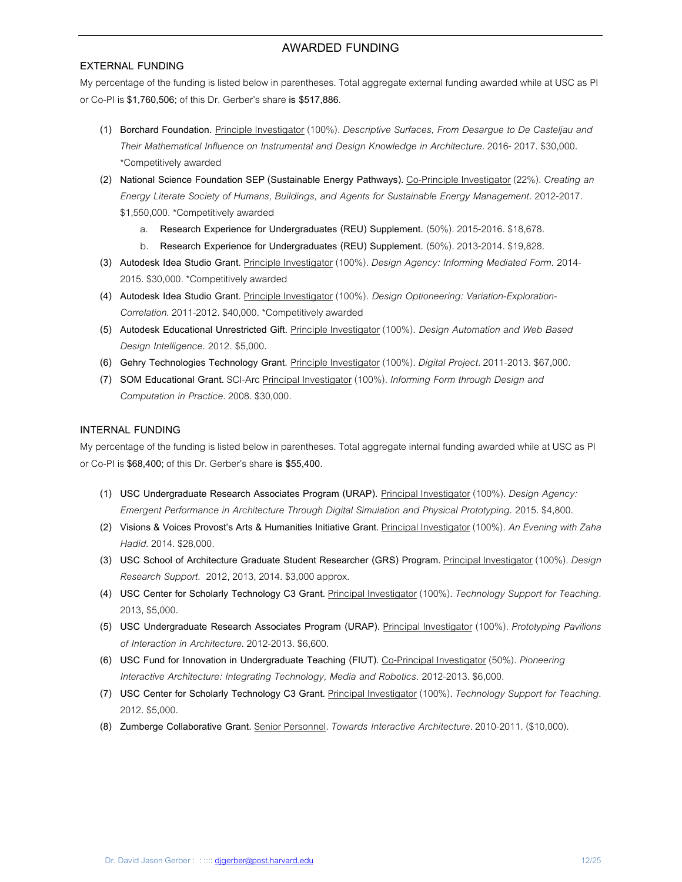## AWARDED FUNDING

### EXTERNAL FUNDING

My percentage of the funding is listed below in parentheses. Total aggregate external funding awarded while at USC as PI or Co-PI is **$1,760,506**; of this Dr. Gerber's share **is $517,886**.

1. **Borchard Foundation.** Principle Investigator (100%). *Descriptive Surfaces, From Desargue to De Casteljau and Their Mathematical Influence on Instrumental and Design Knowledge in Architecture.* 2016- 2017. $30,000. *Competitively awarded
2. **National Science Foundation SEP (Sustainable Energy Pathways).** Co-Principle Investigator (22%). *Creating an Energy Literate Society of Humans, Buildings, and Agents for Sustainable Energy Management.* 2012-2017. $1,550,000. *Competitively awarded
   a. **Research Experience for Undergraduates (REU) Supplement.** (50%). 2015-2016. $18,678.
   b. **Research Experience for Undergraduates (REU) Supplement.** (50%). 2013-2014. $19,828.
3. **Autodesk Idea Studio Grant**. Principle Investigator (100%). *Design Agency: Informing Mediated Form.* 2014-2015. $30,000. *Competitively awarded
4. **Autodesk Idea Studio Grant**. Principle Investigator (100%). *Design Optioneering: Variation-Exploration-Correlation.* 2011-2012. $40,000. *Competitively awarded
5. **Autodesk Educational Unrestricted Gift.** Principle Investigator (100%). *Design Automation and Web Based Design Intelligence.* 2012. $5,000.
6. **Gehry Technologies Technology Grant.** Principle Investigator (100%). *Digital Project.* 2011-2013. $67,000.
7. **SOM Educational Grant.** SCI-Arc Principal Investigator (100%). *Informing Form through Design and Computation in Practice.* 2008. $30,000.

### INTERNAL FUNDING

My percentage of the funding is listed below in parentheses. Total aggregate internal funding awarded while at USC as PI or Co-PI is **$68,400**; of this Dr. Gerber's share **is $55,400**.

1. **USC Undergraduate Research Associates Program (URAP).** Principal Investigator (100%). *Design Agency: Emergent Performance in Architecture Through Digital Simulation and Physical Prototyping.* 2015. $4,800.
2. **Visions & Voices Provost's Arts & Humanities Initiative Grant.** Principal Investigator (100%). *An Evening with Zaha Hadid.* 2014. $28,000.
3. **USC School of Architecture Graduate Student Researcher (GRS) Program.** Principal Investigator (100%). *Design Research Support.* 2012, 2013, 2014. $3,000 approx.
4. **USC Center for Scholarly Technology C3 Grant.** Principal Investigator (100%). *Technology Support for Teaching.* 2013, $5,000.
5. **USC Undergraduate Research Associates Program (URAP).** Principal Investigator (100%). *Prototyping Pavilions of Interaction in Architecture.* 2012-2013. $6,600.
6. **USC Fund for Innovation in Undergraduate Teaching (FIUT).** Co-Principal Investigator (50%). *Pioneering Interactive Architecture: Integrating Technology, Media and Robotics.* 2012-2013. $6,000.
7. **USC Center for Scholarly Technology C3 Grant.** Principal Investigator (100%). *Technology Support for Teaching.* 2012. $5,000.
8. **Zumberge Collaborative Grant.** Senior Personnel. *Towards Interactive Architecture.* 2010-2011. ($10,000).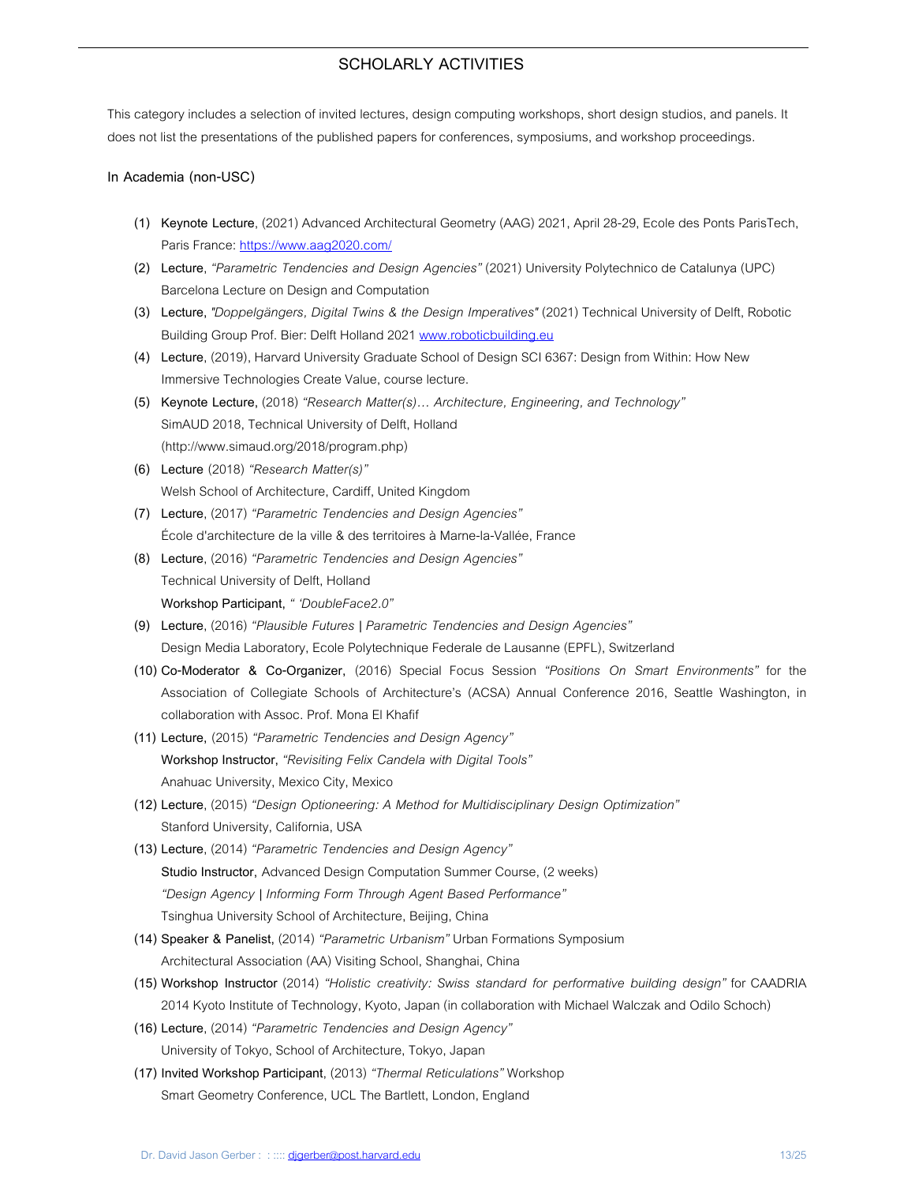## SCHOLARLY ACTIVITIES

This category includes a selection of invited lectures, design computing workshops, short design studios, and panels. It does not list the presentations of the published papers for conferences, symposiums, and workshop proceedings.

### In Academia (non-USC)

(1) **Keynote Lecture**, (2021) Advanced Architectural Geometry (AAG) 2021, April 28-29, Ecole des Ponts ParisTech, Paris France: https://www.aag2020.com/

(2) **Lecture**, *"Parametric Tendencies and Design Agencies"* (2021) University Polytechnico de Catalunya (UPC) Barcelona Lecture on Design and Computation

(3) **Lecture**, *"Doppelgängers, Digital Twins & the Design Imperatives"* (2021) Technical University of Delft, Robotic Building Group Prof. Bier: Delft Holland 2021 www.roboticbuilding.eu

(4) **Lecture**, (2019), Harvard University Graduate School of Design SCI 6367: Design from Within: How New Immersive Technologies Create Value, course lecture.

(5) **Keynote Lecture,** (2018) *"Research Matter(s)… Architecture, Engineering, and Technology"*
SimAUD 2018, Technical University of Delft, Holland
(http://www.simaud.org/2018/program.php)

(6) **Lecture** (2018) *"Research Matter(s)"*
Welsh School of Architecture, Cardiff, United Kingdom

(7) **Lecture**, (2017) *"Parametric Tendencies and Design Agencies"*
École d'architecture de la ville & des territoires à Marne-la-Vallée, France

(8) **Lecture**, (2016) *"Parametric Tendencies and Design Agencies"*
Technical University of Delft, Holland
**Workshop Participant**, *" 'DoubleFace2.0"*

(9) **Lecture**, (2016) *"Plausible Futures | Parametric Tendencies and Design Agencies"*
Design Media Laboratory, Ecole Polytechnique Federale de Lausanne (EPFL), Switzerland

(10) **Co-Moderator & Co-Organizer,** (2016) Special Focus Session *"Positions On Smart Environments"* for the Association of Collegiate Schools of Architecture's (ACSA) Annual Conference 2016, Seattle Washington, in collaboration with Assoc. Prof. Mona El Khafif

(11) **Lecture,** (2015) *"Parametric Tendencies and Design Agency"*
**Workshop Instructor,** *"Revisiting Felix Candela with Digital Tools"*
Anahuac University, Mexico City, Mexico

(12) **Lecture**, (2015) *"Design Optioneering: A Method for Multidisciplinary Design Optimization"*
Stanford University, California, USA

(13) **Lecture**, (2014) *"Parametric Tendencies and Design Agency"*
**Studio Instructor,** Advanced Design Computation Summer Course, (2 weeks)
*"Design Agency | Informing Form Through Agent Based Performance"*
Tsinghua University School of Architecture, Beijing, China

(14) **Speaker & Panelist,** (2014) *"Parametric Urbanism"* Urban Formations Symposium
Architectural Association (AA) Visiting School, Shanghai, China

(15) **Workshop Instructor** (2014) *"Holistic creativity: Swiss standard for performative building design"* for CAADRIA 2014 Kyoto Institute of Technology, Kyoto, Japan (in collaboration with Michael Walczak and Odilo Schoch)

(16) **Lecture**, (2014) *"Parametric Tendencies and Design Agency"*
University of Tokyo, School of Architecture, Tokyo, Japan

(17) **Invited Workshop Participant**, (2013) *"Thermal Reticulations"* Workshop
Smart Geometry Conference, UCL The Bartlett, London, England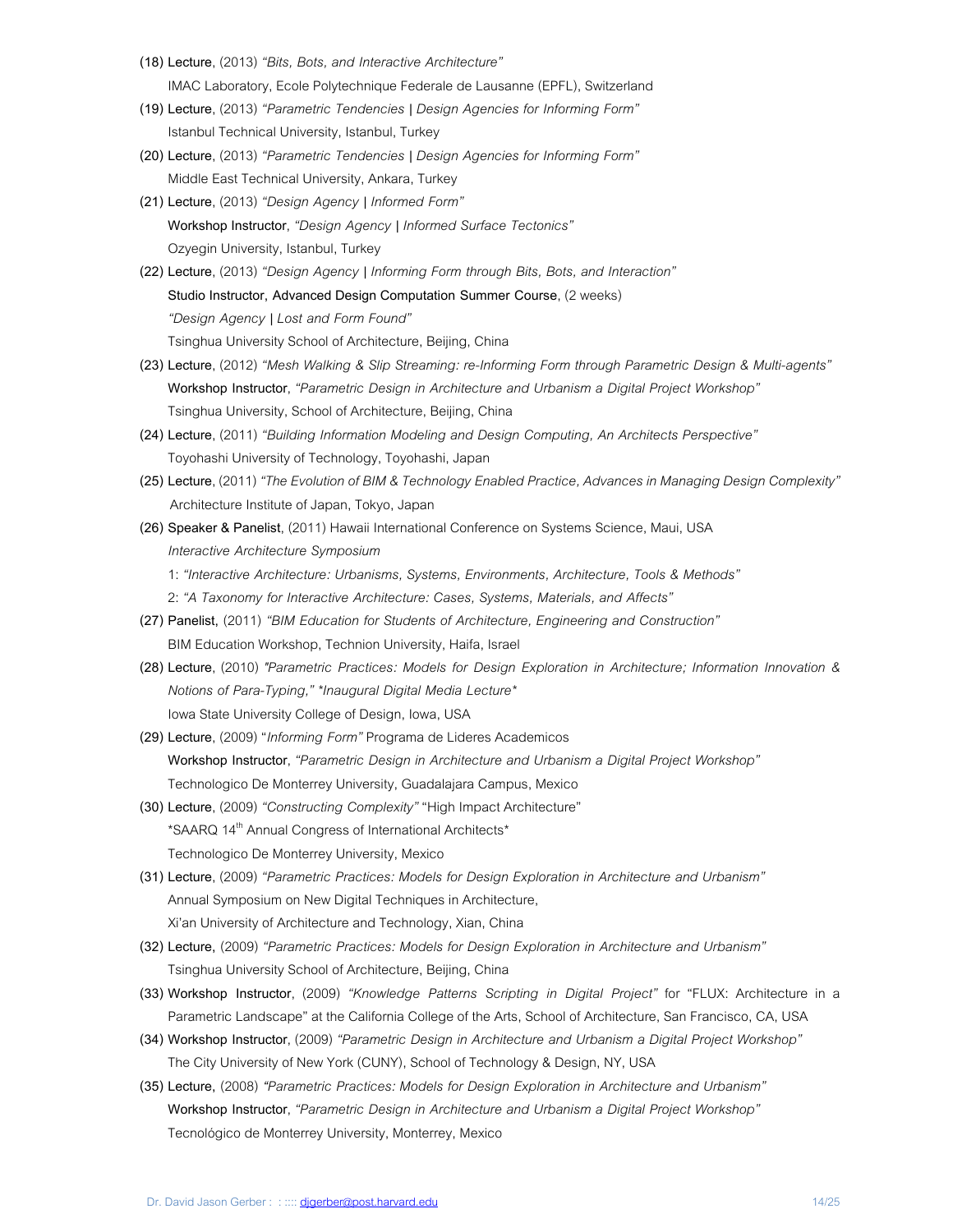**(18) Lecture**, (2013) *"Bits, Bots, and Interactive Architecture"*
IMAC Laboratory, Ecole Polytechnique Federale de Lausanne (EPFL), Switzerland

**(19) Lecture**, (2013) *"Parametric Tendencies* **|** *Design Agencies for Informing Form"*
Istanbul Technical University, Istanbul, Turkey

**(20) Lecture**, (2013) *"Parametric Tendencies* **|** *Design Agencies for Informing Form"*
Middle East Technical University, Ankara, Turkey

**(21) Lecture**, (2013) *"Design Agency* **|** *Informed Form"*
**Workshop Instructor**, *"Design Agency* **|** *Informed Surface Tectonics"*
Ozyegin University, Istanbul, Turkey

**(22) Lecture**, (2013) *"Design Agency* **|** *Informing Form through Bits, Bots, and Interaction"*
**Studio Instructor, Advanced Design Computation Summer Course**, (2 weeks)
*"Design Agency* **|** *Lost and Form Found"*
Tsinghua University School of Architecture, Beijing, China

**(23) Lecture**, (2012) *"Mesh Walking & Slip Streaming: re-Informing Form through Parametric Design & Multi-agents"*
**Workshop Instructor**, *"Parametric Design in Architecture and Urbanism a Digital Project Workshop"*
Tsinghua University, School of Architecture, Beijing, China

**(24) Lecture**, (2011) *"Building Information Modeling and Design Computing, An Architects Perspective"*
Toyohashi University of Technology, Toyohashi, Japan

**(25) Lecture**, (2011) *"The Evolution of BIM & Technology Enabled Practice, Advances in Managing Design Complexity"*
Architecture Institute of Japan, Tokyo, Japan

**(26) Speaker & Panelist**, (2011) Hawaii International Conference on Systems Science, Maui, USA
*Interactive Architecture Symposium*
1: *"Interactive Architecture: Urbanisms, Systems, Environments, Architecture, Tools & Methods"*
2: *"A Taxonomy for Interactive Architecture: Cases, Systems, Materials, and Affects"*

**(27) Panelist,** (2011) *"BIM Education for Students of Architecture, Engineering and Construction"*
BIM Education Workshop, Technion University, Haifa, Israel

**(28) Lecture**, (2010) *"Parametric Practices: Models for Design Exploration in Architecture; Information Innovation & Notions of Para-Typing,"* *Inaugural Digital Media Lecture*
Iowa State University College of Design, Iowa, USA

**(29) Lecture**, (2009) "*Informing Form"* Programa de Lideres Academicos
**Workshop Instructor**, *"Parametric Design in Architecture and Urbanism a Digital Project Workshop"*
Technologico De Monterrey University, Guadalajara Campus, Mexico

**(30) Lecture**, (2009) *"Constructing Complexity"* "High Impact Architecture"
*SAARQ 14th Annual Congress of International Architects*
Technologico De Monterrey University, Mexico

**(31) Lecture**, (2009) *"Parametric Practices: Models for Design Exploration in Architecture and Urbanism"*
Annual Symposium on New Digital Techniques in Architecture,
Xi'an University of Architecture and Technology, Xian, China

**(32) Lecture**, (2009) *"Parametric Practices: Models for Design Exploration in Architecture and Urbanism"*
Tsinghua University School of Architecture, Beijing, China

**(33) Workshop Instructor**, (2009) *"Knowledge Patterns Scripting in Digital Project"* for "FLUX: Architecture in a Parametric Landscape" at the California College of the Arts, School of Architecture, San Francisco, CA, USA

**(34) Workshop Instructor**, (2009) *"Parametric Design in Architecture and Urbanism a Digital Project Workshop"*
The City University of New York (CUNY), School of Technology & Design, NY, USA

**(35) Lecture**, (2008) *"Parametric Practices: Models for Design Exploration in Architecture and Urbanism"*
**Workshop Instructor**, *"Parametric Design in Architecture and Urbanism a Digital Project Workshop"*
Tecnológico de Monterrey University, Monterrey, Mexico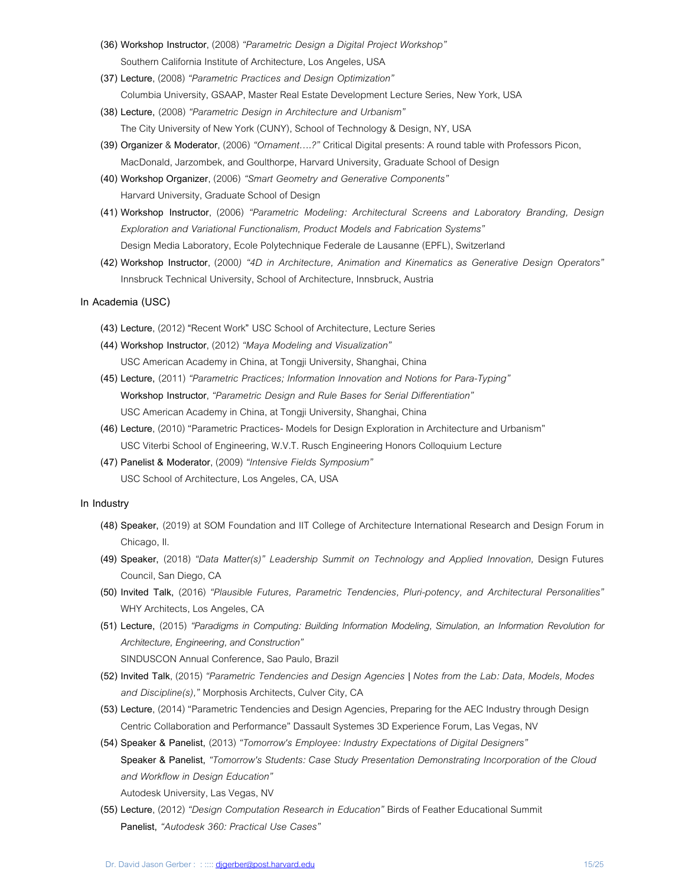(36) **Workshop Instructor**, (2008) *"Parametric Design a Digital Project Workshop"*
Southern California Institute of Architecture, Los Angeles, USA

(37) **Lecture**, (2008) *"Parametric Practices and Design Optimization"*
Columbia University, GSAAP, Master Real Estate Development Lecture Series, New York, USA

(38) **Lecture**, (2008) *"Parametric Design in Architecture and Urbanism"*
The City University of New York (CUNY), School of Technology & Design, NY, USA

(39) **Organizer & Moderator**, (2006) *"Ornament….?"* Critical Digital presents: A round table with Professors Picon, MacDonald, Jarzombek, and Goulthorpe, Harvard University, Graduate School of Design

(40) **Workshop Organizer**, (2006) *"Smart Geometry and Generative Components"*
Harvard University, Graduate School of Design

(41) **Workshop Instructor**, (2006) *"Parametric Modeling: Architectural Screens and Laboratory Branding, Design Exploration and Variational Functionalism, Product Models and Fabrication Systems"*
Design Media Laboratory, Ecole Polytechnique Federale de Lausanne (EPFL), Switzerland

(42) **Workshop Instructor**, (2000) *"4D in Architecture, Animation and Kinematics as Generative Design Operators"*
Innsbruck Technical University, School of Architecture, Innsbruck, Austria

In Academia (USC)

(43) **Lecture**, (2012) "Recent Work" USC School of Architecture, Lecture Series

(44) **Workshop Instructor**, (2012) *"Maya Modeling and Visualization"*
USC American Academy in China, at Tongji University, Shanghai, China

(45) **Lecture**, (2011) *"Parametric Practices; Information Innovation and Notions for Para-Typing"*
**Workshop Instructor**, *"Parametric Design and Rule Bases for Serial Differentiation"*
USC American Academy in China, at Tongji University, Shanghai, China

(46) **Lecture**, (2010) "Parametric Practices- Models for Design Exploration in Architecture and Urbanism"
USC Viterbi School of Engineering, W.V.T. Rusch Engineering Honors Colloquium Lecture

(47) **Panelist & Moderator**, (2009) *"Intensive Fields Symposium"*
USC School of Architecture, Los Angeles, CA, USA

In Industry

(48) **Speaker**, (2019) at SOM Foundation and IIT College of Architecture International Research and Design Forum in Chicago, Il.

(49) **Speaker**, (2018) *"Data Matter(s)" Leadership Summit on Technology and Applied Innovation,* Design Futures Council, San Diego, CA

(50) **Invited Talk**, (2016) *"Plausible Futures, Parametric Tendencies, Pluri-potency, and Architectural Personalities"*
WHY Architects, Los Angeles, CA

(51) **Lecture**, (2015) *"Paradigms in Computing: Building Information Modeling, Simulation, an Information Revolution for Architecture, Engineering, and Construction"*
SINDUSCON Annual Conference, Sao Paulo, Brazil

(52) **Invited Talk**, (2015) *"Parametric Tendencies and Design Agencies | Notes from the Lab: Data, Models, Modes and Discipline(s),"* Morphosis Architects, Culver City, CA

(53) **Lecture**, (2014) "Parametric Tendencies and Design Agencies, Preparing for the AEC Industry through Design Centric Collaboration and Performance" Dassault Systemes 3D Experience Forum, Las Vegas, NV

(54) **Speaker & Panelist**, (2013) *"Tomorrow's Employee: Industry Expectations of Digital Designers"*
**Speaker & Panelist**, *"Tomorrow's Students: Case Study Presentation Demonstrating Incorporation of the Cloud and Workflow in Design Education"*
Autodesk University, Las Vegas, NV

(55) **Lecture**, (2012) *"Design Computation Research in Education"* Birds of Feather Educational Summit
**Panelist**, *"Autodesk 360: Practical Use Cases"*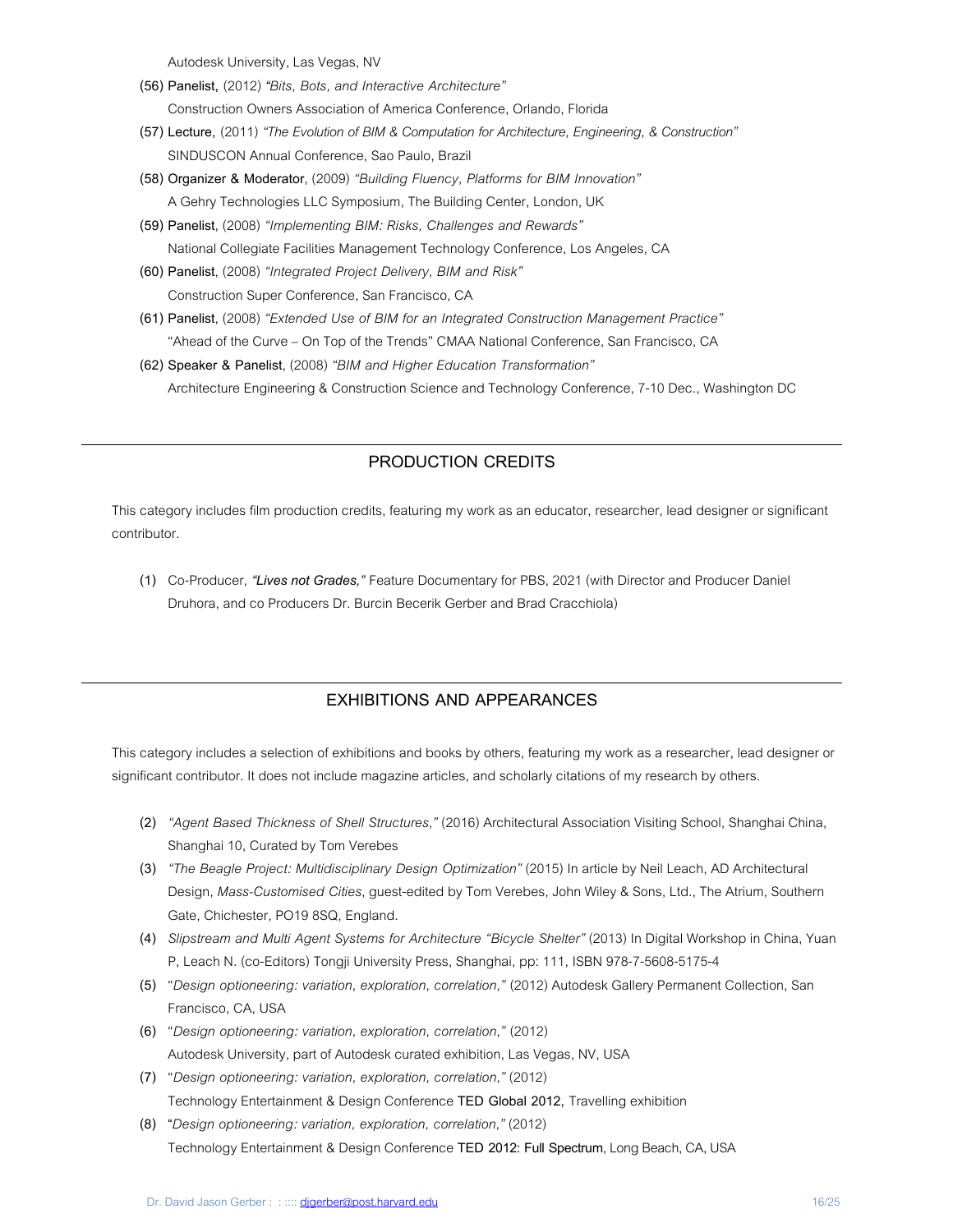Autodesk University, Las Vegas, NV

**(56) Panelist,** (2012) *"Bits, Bots, and Interactive Architecture"*
Construction Owners Association of America Conference, Orlando, Florida

**(57) Lecture,** (2011) *"The Evolution of BIM & Computation for Architecture, Engineering, & Construction"*
SINDUSCON Annual Conference, Sao Paulo, Brazil

**(58) Organizer & Moderator**, (2009) *"Building Fluency, Platforms for BIM Innovation"*
A Gehry Technologies LLC Symposium, The Building Center, London, UK

**(59) Panelist**, (2008) *"Implementing BIM: Risks, Challenges and Rewards"*
National Collegiate Facilities Management Technology Conference, Los Angeles, CA

**(60) Panelist**, (2008) *"Integrated Project Delivery, BIM and Risk"*
Construction Super Conference, San Francisco, CA

**(61) Panelist**, (2008) *"Extended Use of BIM for an Integrated Construction Management Practice"*
"Ahead of the Curve – On Top of the Trends" CMAA National Conference, San Francisco, CA

**(62) Speaker & Panelist**, (2008) *"BIM and Higher Education Transformation"*
Architecture Engineering & Construction Science and Technology Conference, 7-10 Dec., Washington DC

---

## PRODUCTION CREDITS

This category includes film production credits, featuring my work as an educator, researcher, lead designer or significant contributor.

(1) Co-Producer, ***"Lives not Grades,"*** Feature Documentary for PBS, 2021 (with Director and Producer Daniel Druhora, and co Producers Dr. Burcin Becerik Gerber and Brad Cracchiola)

---

## EXHIBITIONS AND APPEARANCES

This category includes a selection of exhibitions and books by others, featuring my work as a researcher, lead designer or significant contributor. It does not include magazine articles, and scholarly citations of my research by others.

(2) *"Agent Based Thickness of Shell Structures,"* (2016) Architectural Association Visiting School, Shanghai China, Shanghai 10, Curated by Tom Verebes

(3) *"The Beagle Project: Multidisciplinary Design Optimization"* (2015) In article by Neil Leach, AD Architectural Design, *Mass-Customised Cities*, guest-edited by Tom Verebes, John Wiley & Sons, Ltd., The Atrium, Southern Gate, Chichester, PO19 8SQ, England.

(4) *Slipstream and Multi Agent Systems for Architecture "Bicycle Shelter"* (2013) In Digital Workshop in China, Yuan P, Leach N. (co-Editors) Tongji University Press, Shanghai, pp: 111, ISBN 978-7-5608-5175-4

(5) "*Design optioneering: variation, exploration, correlation,"* (2012) Autodesk Gallery Permanent Collection, San Francisco, CA, USA

(6) "*Design optioneering: variation, exploration, correlation,"* (2012)
Autodesk University, part of Autodesk curated exhibition, Las Vegas, NV, USA

(7) "*Design optioneering: variation, exploration, correlation,"* (2012)
Technology Entertainment & Design Conference **TED Global 2012**, Travelling exhibition

(8) "*Design optioneering: variation, exploration, correlation,"* (2012)
Technology Entertainment & Design Conference **TED 2012: Full Spectrum**, Long Beach, CA, USA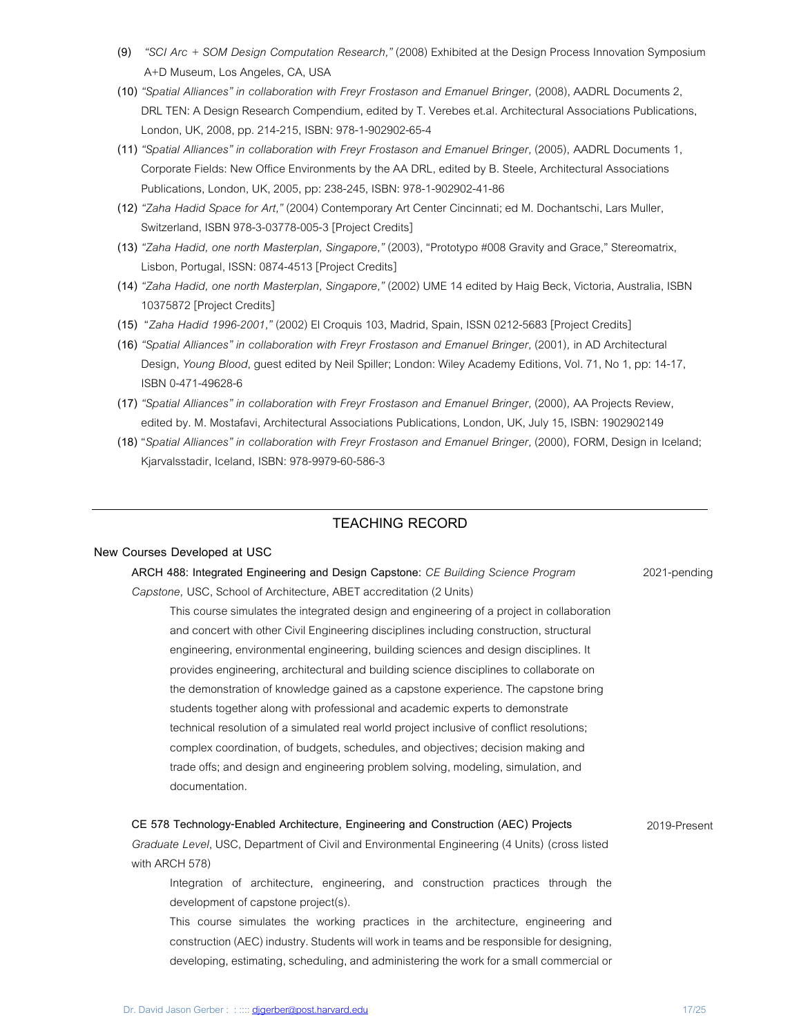**(9)** *"SCI Arc + SOM Design Computation Research,"* (2008) Exhibited at the Design Process Innovation Symposium A+D Museum, Los Angeles, CA, USA

**(10)** *"Spatial Alliances" in collaboration with Freyr Frostason and Emanuel Bringer,* (2008), AADRL Documents 2, DRL TEN: A Design Research Compendium, edited by T. Verebes et.al. Architectural Associations Publications, London, UK, 2008, pp. 214-215, ISBN: 978-1-902902-65-4

**(11)** *"Spatial Alliances" in collaboration with Freyr Frostason and Emanuel Bringer,* (2005), AADRL Documents 1, Corporate Fields: New Office Environments by the AA DRL, edited by B. Steele, Architectural Associations Publications, London, UK, 2005, pp: 238-245, ISBN: 978-1-902902-41-86

**(12)** *"Zaha Hadid Space for Art,"* (2004) Contemporary Art Center Cincinnati; ed M. Dochantschi, Lars Muller, Switzerland, ISBN 978-3-03778-005-3 [Project Credits]

**(13)** *"Zaha Hadid, one north Masterplan, Singapore,"* (2003), "Prototypo #008 Gravity and Grace," Stereomatrix, Lisbon, Portugal, ISSN: 0874-4513 [Project Credits]

**(14)** *"Zaha Hadid, one north Masterplan, Singapore,"* (2002) UME 14 edited by Haig Beck, Victoria, Australia, ISBN 10375872 [Project Credits]

**(15)** "*Zaha Hadid 1996-2001,"* (2002) El Croquis 103, Madrid, Spain, ISSN 0212-5683 [Project Credits]

**(16)** *"Spatial Alliances" in collaboration with Freyr Frostason and Emanuel Bringer,* (2001), in AD Architectural Design, *Young Blood*, guest edited by Neil Spiller; London: Wiley Academy Editions, Vol. 71, No 1, pp: 14-17, ISBN 0-471-49628-6

**(17)** *"Spatial Alliances" in collaboration with Freyr Frostason and Emanuel Bringer*, (2000), AA Projects Review, edited by. M. Mostafavi, Architectural Associations Publications, London, UK, July 15, ISBN: 1902902149

**(18)** "*Spatial Alliances" in collaboration with Freyr Frostason and Emanuel Bringer*, (2000), FORM, Design in Iceland; Kjarvalsstadir, Iceland, ISBN: 978-9979-60-586-3

## TEACHING RECORD

### New Courses Developed at USC

**ARCH 488: Integrated Engineering and Design Capstone:** *CE Building Science Program Capstone,* USC, School of Architecture, ABET accreditation (2 Units) — 2021-pending

This course simulates the integrated design and engineering of a project in collaboration and concert with other Civil Engineering disciplines including construction, structural engineering, environmental engineering, building sciences and design disciplines. It provides engineering, architectural and building science disciplines to collaborate on the demonstration of knowledge gained as a capstone experience. The capstone bring students together along with professional and academic experts to demonstrate technical resolution of a simulated real world project inclusive of conflict resolutions; complex coordination, of budgets, schedules, and objectives; decision making and trade offs; and design and engineering problem solving, modeling, simulation, and documentation.

**CE 578 Technology-Enabled Architecture, Engineering and Construction (AEC) Projects** — 2019-Present
*Graduate Level*, USC, Department of Civil and Environmental Engineering (4 Units) (cross listed with ARCH 578)

Integration of architecture, engineering, and construction practices through the development of capstone project(s).

This course simulates the working practices in the architecture, engineering and construction (AEC) industry. Students will work in teams and be responsible for designing, developing, estimating, scheduling, and administering the work for a small commercial or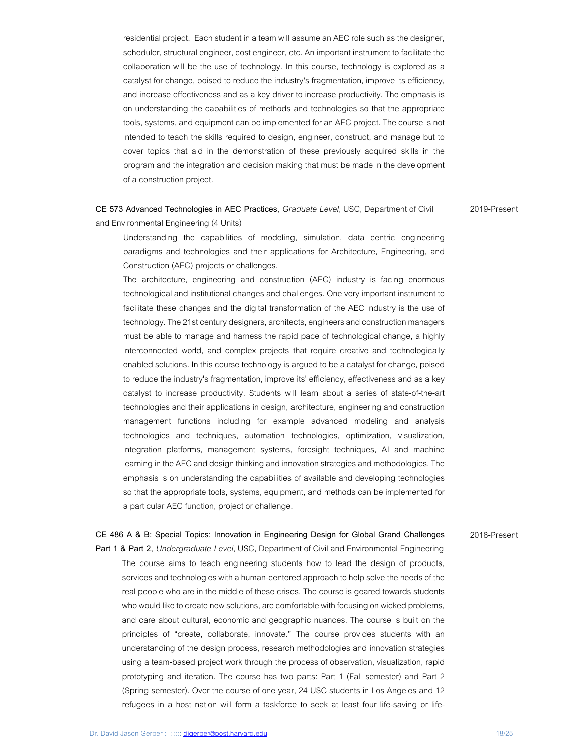residential project. Each student in a team will assume an AEC role such as the designer, scheduler, structural engineer, cost engineer, etc. An important instrument to facilitate the collaboration will be the use of technology. In this course, technology is explored as a catalyst for change, poised to reduce the industry's fragmentation, improve its efficiency, and increase effectiveness and as a key driver to increase productivity. The emphasis is on understanding the capabilities of methods and technologies so that the appropriate tools, systems, and equipment can be implemented for an AEC project. The course is not intended to teach the skills required to design, engineer, construct, and manage but to cover topics that aid in the demonstration of these previously acquired skills in the program and the integration and decision making that must be made in the development of a construction project.

**CE 573 Advanced Technologies in AEC Practices**, *Graduate Level*, USC, Department of Civil and Environmental Engineering (4 Units) — 2019-Present

Understanding the capabilities of modeling, simulation, data centric engineering paradigms and technologies and their applications for Architecture, Engineering, and Construction (AEC) projects or challenges.

The architecture, engineering and construction (AEC) industry is facing enormous technological and institutional changes and challenges. One very important instrument to facilitate these changes and the digital transformation of the AEC industry is the use of technology. The 21st century designers, architects, engineers and construction managers must be able to manage and harness the rapid pace of technological change, a highly interconnected world, and complex projects that require creative and technologically enabled solutions. In this course technology is argued to be a catalyst for change, poised to reduce the industry's fragmentation, improve its' efficiency, effectiveness and as a key catalyst to increase productivity. Students will learn about a series of state-of-the-art technologies and their applications in design, architecture, engineering and construction management functions including for example advanced modeling and analysis technologies and techniques, automation technologies, optimization, visualization, integration platforms, management systems, foresight techniques, AI and machine learning in the AEC and design thinking and innovation strategies and methodologies. The emphasis is on understanding the capabilities of available and developing technologies so that the appropriate tools, systems, equipment, and methods can be implemented for a particular AEC function, project or challenge.

**CE 486 A & B: Special Topics: Innovation in Engineering Design for Global Grand Challenges Part 1 & Part 2**, *Undergraduate Level*, USC, Department of Civil and Environmental Engineering — 2018-Present

The course aims to teach engineering students how to lead the design of products, services and technologies with a human-centered approach to help solve the needs of the real people who are in the middle of these crises. The course is geared towards students who would like to create new solutions, are comfortable with focusing on wicked problems, and care about cultural, economic and geographic nuances. The course is built on the principles of "create, collaborate, innovate." The course provides students with an understanding of the design process, research methodologies and innovation strategies using a team-based project work through the process of observation, visualization, rapid prototyping and iteration. The course has two parts: Part 1 (Fall semester) and Part 2 (Spring semester). Over the course of one year, 24 USC students in Los Angeles and 12 refugees in a host nation will form a taskforce to seek at least four life-saving or life-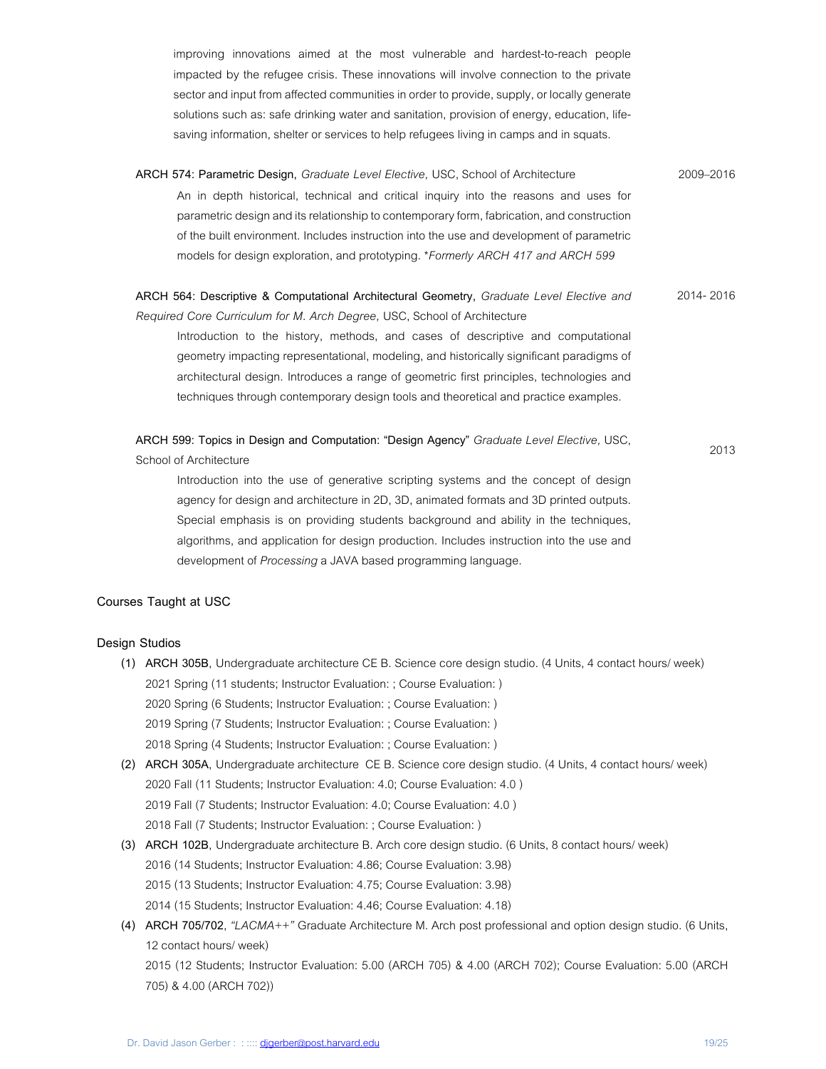improving innovations aimed at the most vulnerable and hardest-to-reach people impacted by the refugee crisis. These innovations will involve connection to the private sector and input from affected communities in order to provide, supply, or locally generate solutions such as: safe drinking water and sanitation, provision of energy, education, life-saving information, shelter or services to help refugees living in camps and in squats.

**ARCH 574: Parametric Design,** *Graduate Level Elective,* USC, School of Architecture — 2009–2016

An in depth historical, technical and critical inquiry into the reasons and uses for parametric design and its relationship to contemporary form, fabrication, and construction of the built environment. Includes instruction into the use and development of parametric models for design exploration, and prototyping. **Formerly ARCH 417 and ARCH 599*

**ARCH 564: Descriptive & Computational Architectural Geometry,** *Graduate Level Elective and Required Core Curriculum for M. Arch Degree,* USC, School of Architecture — 2014- 2016

Introduction to the history, methods, and cases of descriptive and computational geometry impacting representational, modeling, and historically significant paradigms of architectural design. Introduces a range of geometric first principles, technologies and techniques through contemporary design tools and theoretical and practice examples.

**ARCH 599: Topics in Design and Computation: "Design Agency"** *Graduate Level Elective,* USC, School of Architecture — 2013

Introduction into the use of generative scripting systems and the concept of design agency for design and architecture in 2D, 3D, animated formats and 3D printed outputs. Special emphasis is on providing students background and ability in the techniques, algorithms, and application for design production. Includes instruction into the use and development of *Processing* a JAVA based programming language.

## Courses Taught at USC

### Design Studios

(1) **ARCH 305B**, Undergraduate architecture CE B. Science core design studio. (4 Units, 4 contact hours/ week)
2021 Spring (11 students; Instructor Evaluation: ; Course Evaluation: )
2020 Spring (6 Students; Instructor Evaluation: ; Course Evaluation: )
2019 Spring (7 Students; Instructor Evaluation: ; Course Evaluation: )
2018 Spring (4 Students; Instructor Evaluation: ; Course Evaluation: )

(2) **ARCH 305A**, Undergraduate architecture CE B. Science core design studio. (4 Units, 4 contact hours/ week)
2020 Fall (11 Students; Instructor Evaluation: 4.0; Course Evaluation: 4.0 )
2019 Fall (7 Students; Instructor Evaluation: 4.0; Course Evaluation: 4.0 )
2018 Fall (7 Students; Instructor Evaluation: ; Course Evaluation: )

(3) **ARCH 102B**, Undergraduate architecture B. Arch core design studio. (6 Units, 8 contact hours/ week)
2016 (14 Students; Instructor Evaluation: 4.86; Course Evaluation: 3.98)
2015 (13 Students; Instructor Evaluation: 4.75; Course Evaluation: 3.98)
2014 (15 Students; Instructor Evaluation: 4.46; Course Evaluation: 4.18)

(4) **ARCH 705/702**, *"LACMA++"* Graduate Architecture M. Arch post professional and option design studio. (6 Units, 12 contact hours/ week)
2015 (12 Students; Instructor Evaluation: 5.00 (ARCH 705) & 4.00 (ARCH 702); Course Evaluation: 5.00 (ARCH 705) & 4.00 (ARCH 702))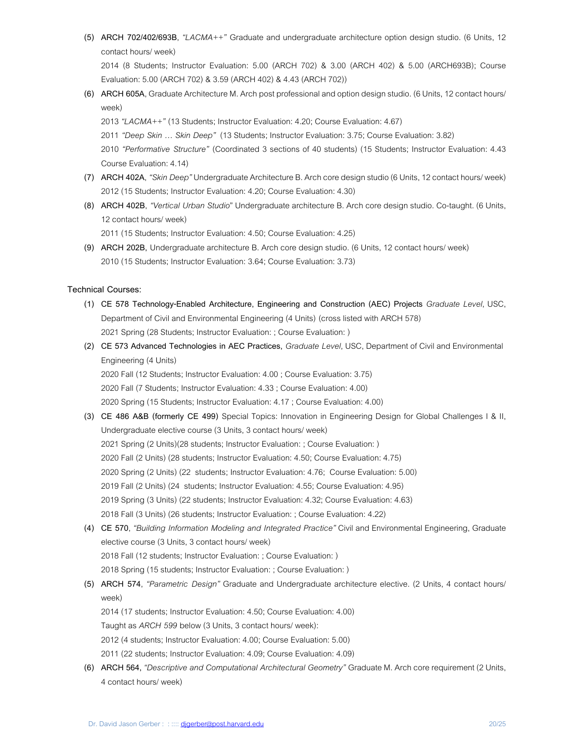(5) **ARCH 702/402/693B**, *"LACMA++"* Graduate and undergraduate architecture option design studio. (6 Units, 12 contact hours/ week)
    2014 (8 Students; Instructor Evaluation: 5.00 (ARCH 702) & 3.00 (ARCH 402) & 5.00 (ARCH693B); Course Evaluation: 5.00 (ARCH 702) & 3.59 (ARCH 402) & 4.43 (ARCH 702))

(6) **ARCH 605A**, Graduate Architecture M. Arch post professional and option design studio. (6 Units, 12 contact hours/ week)
    2013 *"LACMA++"* (13 Students; Instructor Evaluation: 4.20; Course Evaluation: 4.67)
    2011 *"Deep Skin … Skin Deep"* (13 Students; Instructor Evaluation: 3.75; Course Evaluation: 3.82)
    2010 *"Performative Structure"* (Coordinated 3 sections of 40 students) (15 Students; Instructor Evaluation: 4.43 Course Evaluation: 4.14)

(7) **ARCH 402A**, *"Skin Deep"* Undergraduate Architecture B. Arch core design studio (6 Units, 12 contact hours/ week)
    2012 (15 Students; Instructor Evaluation: 4.20; Course Evaluation: 4.30)

(8) **ARCH 402B**, *"Vertical Urban Studio*" Undergraduate architecture B. Arch core design studio. Co-taught. (6 Units, 12 contact hours/ week)
    2011 (15 Students; Instructor Evaluation: 4.50; Course Evaluation: 4.25)

(9) **ARCH 202B,** Undergraduate architecture B. Arch core design studio. (6 Units, 12 contact hours/ week)
    2010 (15 Students; Instructor Evaluation: 3.64; Course Evaluation: 3.73)

**Technical Courses:**

(1) **CE 578 Technology-Enabled Architecture, Engineering and Construction (AEC) Projects** *Graduate Level*, USC, Department of Civil and Environmental Engineering (4 Units) (cross listed with ARCH 578)
    2021 Spring (28 Students; Instructor Evaluation: ; Course Evaluation: )

(2) **CE 573 Advanced Technologies in AEC Practices,** *Graduate Level*, USC, Department of Civil and Environmental Engineering (4 Units)
    2020 Fall (12 Students; Instructor Evaluation: 4.00 ; Course Evaluation: 3.75)
    2020 Fall (7 Students; Instructor Evaluation: 4.33 ; Course Evaluation: 4.00)
    2020 Spring (15 Students; Instructor Evaluation: 4.17 ; Course Evaluation: 4.00)

(3) **CE 486 A&B (formerly CE 499)** Special Topics: Innovation in Engineering Design for Global Challenges I & II, Undergraduate elective course (3 Units, 3 contact hours/ week)
    2021 Spring (2 Units)(28 students; Instructor Evaluation: ; Course Evaluation: )
    2020 Fall (2 Units) (28 students; Instructor Evaluation: 4.50; Course Evaluation: 4.75)
    2020 Spring (2 Units) (22 students; Instructor Evaluation: 4.76; Course Evaluation: 5.00)
    2019 Fall (2 Units) (24 students; Instructor Evaluation: 4.55; Course Evaluation: 4.95)
    2019 Spring (3 Units) (22 students; Instructor Evaluation: 4.32; Course Evaluation: 4.63)
    2018 Fall (3 Units) (26 students; Instructor Evaluation: ; Course Evaluation: 4.22)

(4) **CE 570**, *"Building Information Modeling and Integrated Practice"* Civil and Environmental Engineering, Graduate elective course (3 Units, 3 contact hours/ week)
    2018 Fall (12 students; Instructor Evaluation: ; Course Evaluation: )
    2018 Spring (15 students; Instructor Evaluation: ; Course Evaluation: )

(5) **ARCH 574**, *"Parametric Design"* Graduate and Undergraduate architecture elective. (2 Units, 4 contact hours/ week)
    2014 (17 students; Instructor Evaluation: 4.50; Course Evaluation: 4.00)
    Taught as *ARCH 599* below (3 Units, 3 contact hours/ week):
    2012 (4 students; Instructor Evaluation: 4.00; Course Evaluation: 5.00)
    2011 (22 students; Instructor Evaluation: 4.09; Course Evaluation: 4.09)

(6) **ARCH 564,** *"Descriptive and Computational Architectural Geometry"* Graduate M. Arch core requirement (2 Units, 4 contact hours/ week)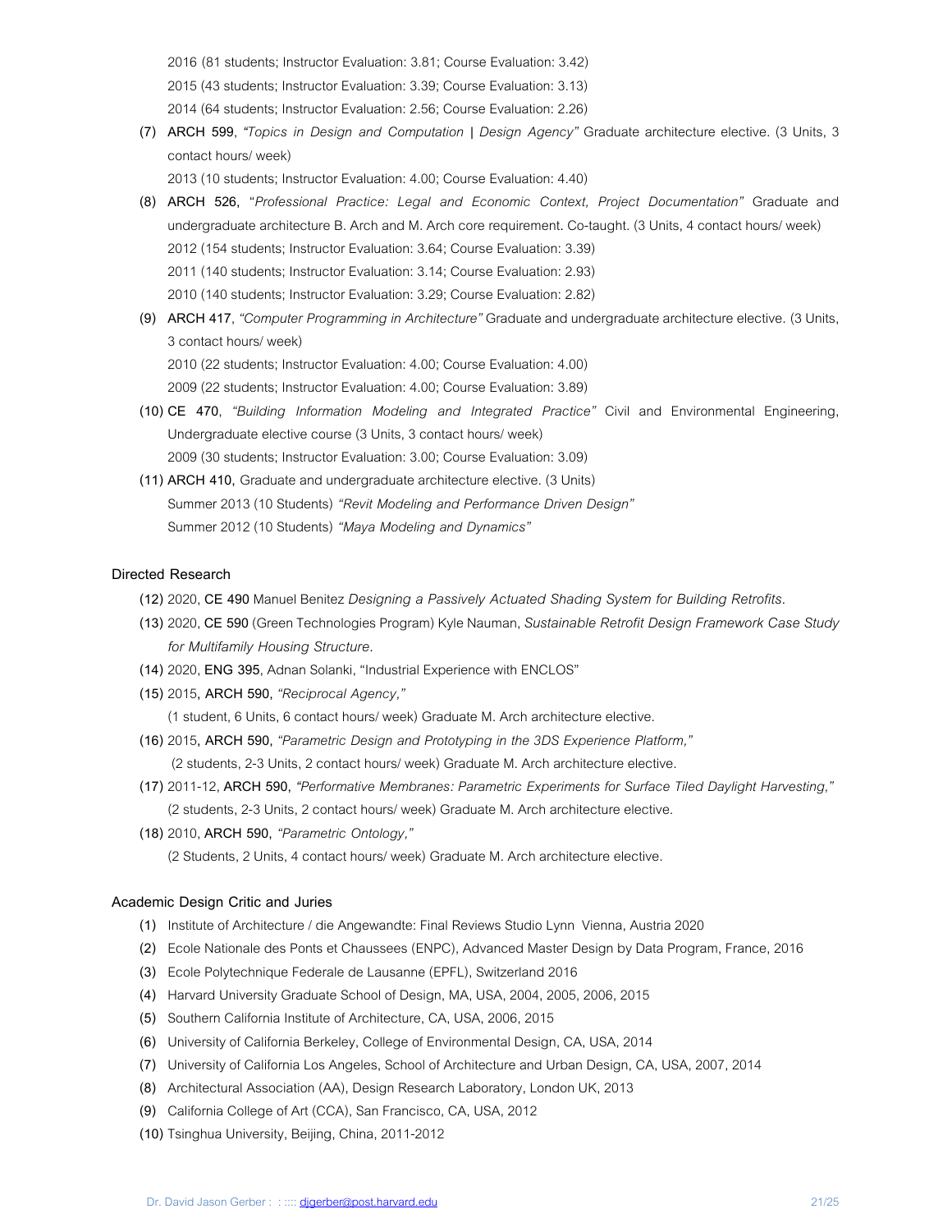2016 (81 students; Instructor Evaluation: 3.81; Course Evaluation: 3.42)
2015 (43 students; Instructor Evaluation: 3.39; Course Evaluation: 3.13)
2014 (64 students; Instructor Evaluation: 2.56; Course Evaluation: 2.26)

(7) **ARCH 599**, *"Topics in Design and Computation | Design Agency"* Graduate architecture elective. (3 Units, 3 contact hours/ week)
2013 (10 students; Instructor Evaluation: 4.00; Course Evaluation: 4.40)

(8) **ARCH 526**, "*Professional Practice: Legal and Economic Context, Project Documentation"* Graduate and undergraduate architecture B. Arch and M. Arch core requirement. Co-taught. (3 Units, 4 contact hours/ week)
2012 (154 students; Instructor Evaluation: 3.64; Course Evaluation: 3.39)
2011 (140 students; Instructor Evaluation: 3.14; Course Evaluation: 2.93)
2010 (140 students; Instructor Evaluation: 3.29; Course Evaluation: 2.82)

(9) **ARCH 417**, *"Computer Programming in Architecture"* Graduate and undergraduate architecture elective. (3 Units, 3 contact hours/ week)
2010 (22 students; Instructor Evaluation: 4.00; Course Evaluation: 4.00)
2009 (22 students; Instructor Evaluation: 4.00; Course Evaluation: 3.89)

(10) **CE 470**, *"Building Information Modeling and Integrated Practice"* Civil and Environmental Engineering, Undergraduate elective course (3 Units, 3 contact hours/ week)
2009 (30 students; Instructor Evaluation: 3.00; Course Evaluation: 3.09)

(11) **ARCH 410**, Graduate and undergraduate architecture elective. (3 Units)
Summer 2013 (10 Students) *"Revit Modeling and Performance Driven Design"*
Summer 2012 (10 Students) *"Maya Modeling and Dynamics"*

### Directed Research

(12) 2020, **CE 490** Manuel Benitez *Designing a Passively Actuated Shading System for Building Retrofits*.

(13) 2020, **CE 590** (Green Technologies Program) Kyle Nauman, *Sustainable Retrofit Design Framework Case Study for Multifamily Housing Structure*.

(14) 2020, **ENG 395**, Adnan Solanki, "Industrial Experience with ENCLOS"

(15) 2015, **ARCH 590**, *"Reciprocal Agency,"*
(1 student, 6 Units, 6 contact hours/ week) Graduate M. Arch architecture elective.

(16) 2015, **ARCH 590**, *"Parametric Design and Prototyping in the 3DS Experience Platform,"*
(2 students, 2-3 Units, 2 contact hours/ week) Graduate M. Arch architecture elective.

(17) 2011-12, **ARCH 590**, *"Performative Membranes: Parametric Experiments for Surface Tiled Daylight Harvesting,"*
(2 students, 2-3 Units, 2 contact hours/ week) Graduate M. Arch architecture elective.

(18) 2010, **ARCH 590**, *"Parametric Ontology,"*
(2 Students, 2 Units, 4 contact hours/ week) Graduate M. Arch architecture elective.

### Academic Design Critic and Juries

(1) Institute of Architecture / die Angewandte: Final Reviews Studio Lynn Vienna, Austria 2020
(2) Ecole Nationale des Ponts et Chaussees (ENPC), Advanced Master Design by Data Program, France, 2016
(3) Ecole Polytechnique Federale de Lausanne (EPFL), Switzerland 2016
(4) Harvard University Graduate School of Design, MA, USA, 2004, 2005, 2006, 2015
(5) Southern California Institute of Architecture, CA, USA, 2006, 2015
(6) University of California Berkeley, College of Environmental Design, CA, USA, 2014
(7) University of California Los Angeles, School of Architecture and Urban Design, CA, USA, 2007, 2014
(8) Architectural Association (AA), Design Research Laboratory, London UK, 2013
(9) California College of Art (CCA), San Francisco, CA, USA, 2012
(10) Tsinghua University, Beijing, China, 2011-2012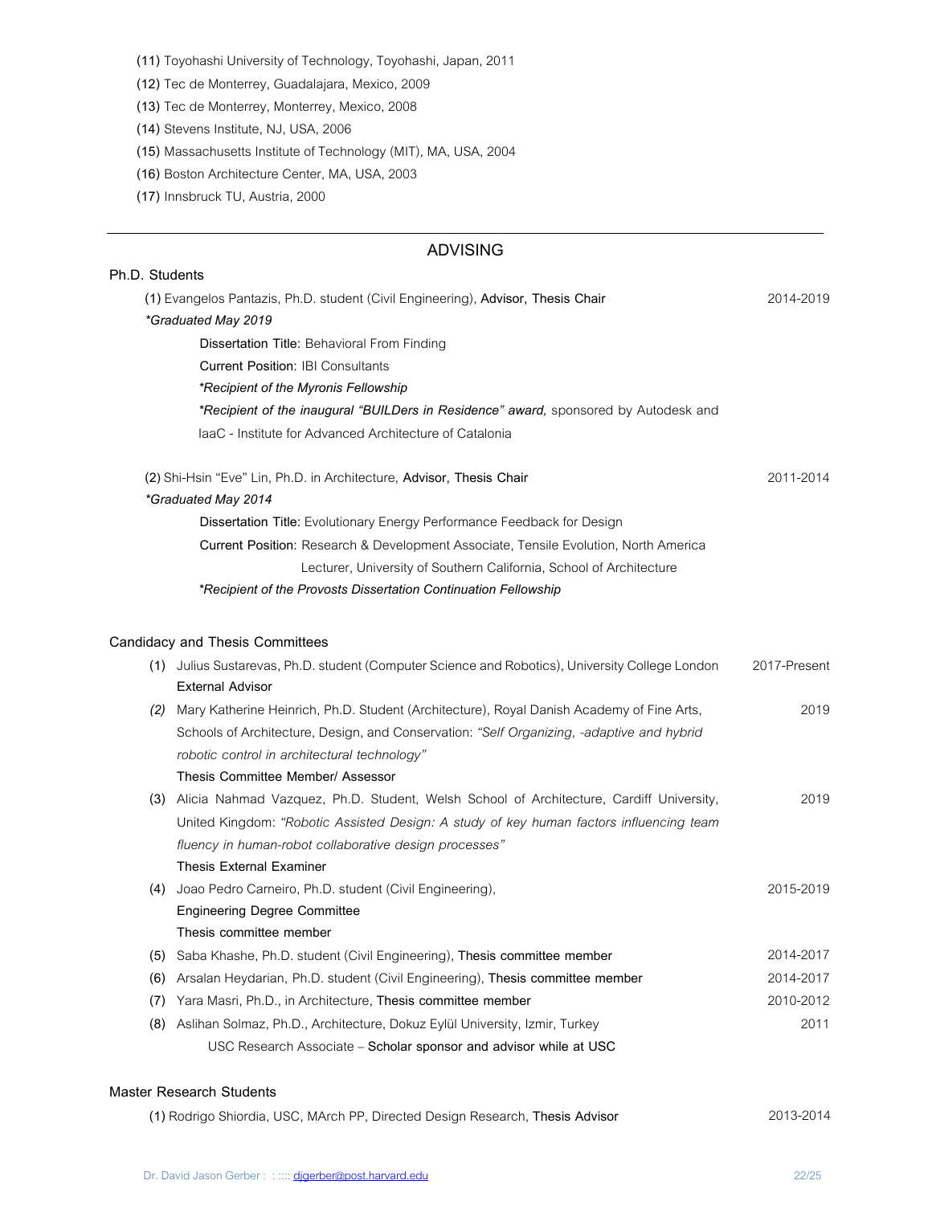**(11)** Toyohashi University of Technology, Toyohashi, Japan, 2011

**(12)** Tec de Monterrey, Guadalajara, Mexico, 2009

**(13)** Tec de Monterrey, Monterrey, Mexico, 2008

**(14)** Stevens Institute, NJ, USA, 2006

**(15)** Massachusetts Institute of Technology (MIT), MA, USA, 2004

**(16)** Boston Architecture Center, MA, USA, 2003

**(17)** Innsbruck TU, Austria, 2000

---

## ADVISING

### Ph.D. Students

**(1)** Evangelos Pantazis, Ph.D. student (Civil Engineering), **Advisor, Thesis Chair** — 2014-2019

*\*Graduated May 2019*

**Dissertation Title**: Behavioral From Finding

**Current Position**: IBI Consultants

*\*Recipient of the Myronis Fellowship*

*\*Recipient of the inaugural "BUILDers in Residence" award,* sponsored by Autodesk and IaaC - Institute for Advanced Architecture of Catalonia

**(2)** Shi-Hsin "Eve" Lin, Ph.D. in Architecture, **Advisor, Thesis Chair** — 2011-2014

*\*Graduated May 2014*

**Dissertation Title**: Evolutionary Energy Performance Feedback for Design

**Current Position**: Research & Development Associate, Tensile Evolution, North America

Lecturer, University of Southern California, School of Architecture

*\*Recipient of the Provosts Dissertation Continuation Fellowship*

### Candidacy and Thesis Committees

(1) Julius Sustarevas, Ph.D. student (Computer Science and Robotics), University College London — 2017-Present
**External Advisor**

*(2)* Mary Katherine Heinrich, Ph.D. Student (Architecture), Royal Danish Academy of Fine Arts, Schools of Architecture, Design, and Conservation: *"Self Organizing, -adaptive and hybrid robotic control in architectural technology"* — 2019
**Thesis Committee Member/ Assessor**

(3) Alicia Nahmad Vazquez, Ph.D. Student, Welsh School of Architecture, Cardiff University, United Kingdom: *"Robotic Assisted Design: A study of key human factors influencing team fluency in human-robot collaborative design processes"* — 2019
**Thesis External Examiner**

(4) Joao Pedro Carneiro, Ph.D. student (Civil Engineering), — 2015-2019
**Engineering Degree Committee**
**Thesis committee member**

(5) Saba Khashe, Ph.D. student (Civil Engineering), **Thesis committee member** — 2014-2017

(6) Arsalan Heydarian, Ph.D. student (Civil Engineering), **Thesis committee member** — 2014-2017

(7) Yara Masri, Ph.D., in Architecture, **Thesis committee member** — 2010-2012

(8) Aslihan Solmaz, Ph.D., Architecture, Dokuz Eylül University, Izmir, Turkey — 2011
USC Research Associate – **Scholar sponsor and advisor while at USC**

### Master Research Students

**(1)** Rodrigo Shiordia, USC, MArch PP, Directed Design Research, **Thesis Advisor** — 2013-2014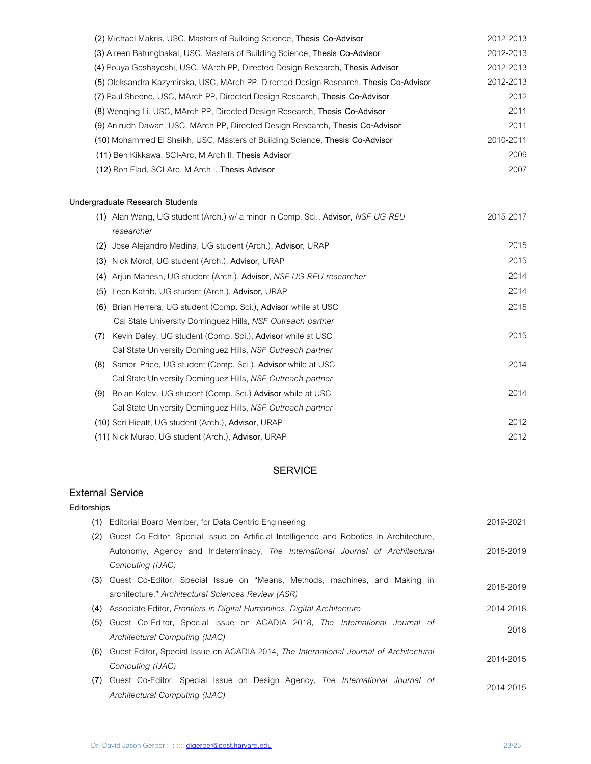(2) Michael Makris, USC, Masters of Building Science, **Thesis Co-Advisor** 2012-2013

(3) Aireen Batungbakal, USC, Masters of Building Science, **Thesis Co-Advisor** 2012-2013

(4) Pouya Goshayeshi, USC, MArch PP, Directed Design Research, **Thesis Advisor** 2012-2013

(5) Oleksandra Kazymirska, USC, MArch PP, Directed Design Research, **Thesis Co-Advisor** 2012-2013

(7) Paul Sheene, USC, MArch PP, Directed Design Research, **Thesis Co-Advisor** 2012

(8) Wenqing Li, USC, MArch PP, Directed Design Research, **Thesis Co-Advisor** 2011

(9) Anirudh Dawan, USC, MArch PP, Directed Design Research, **Thesis Co-Advisor** 2011

(10) Mohammed El Sheikh, USC, Masters of Building Science, **Thesis Co-Advisor** 2010-2011

(11) Ben Kikkawa, SCI-Arc, M Arch II, **Thesis Advisor** 2009

(12) Ron Elad, SCI-Arc, M Arch I, **Thesis Advisor** 2007

#### Undergraduate Research Students

(1) Alan Wang, UG student (Arch.) w/ a minor in Comp. Sci., **Advisor**, *NSF UG REU researcher* 2015-2017

(2) Jose Alejandro Medina, UG student (Arch.), **Advisor**, URAP 2015

(3) Nick Morof, UG student (Arch.), **Advisor**, URAP 2015

(4) Arjun Mahesh, UG student (Arch.), **Advisor**, *NSF UG REU researcher* 2014

(5) Leen Katrib, UG student (Arch.), **Advisor**, URAP 2014

(6) Brian Herrera, UG student (Comp. Sci.), **Advisor** while at USC 2015
Cal State University Dominguez Hills, *NSF Outreach partner*

(7) Kevin Daley, UG student (Comp. Sci.), **Advisor** while at USC 2015
Cal State University Dominguez Hills, *NSF Outreach partner*

(8) Samori Price, UG student (Comp. Sci.), **Advisor** while at USC 2014
Cal State University Dominguez Hills, *NSF Outreach partner*

(9) Boian Kolev, UG student (Comp. Sci.) **Advisor** while at USC 2014
Cal State University Dominguez Hills, *NSF Outreach partner*

(10) Seri Hieatt, UG student (Arch.), **Advisor**, URAP 2012

(11) Nick Murao, UG student (Arch.), **Advisor**, URAP 2012

## SERVICE

### External Service

#### Editorships

(1) Editorial Board Member, for Data Centric Engineering 2019-2021

(2) Guest Co-Editor, Special Issue on Artificial Intelligence and Robotics in Architecture, Autonomy, Agency and Indeterminacy, *The International Journal of Architectural Computing (IJAC)* 2018-2019

(3) Guest Co-Editor, Special Issue on "Means, Methods, machines, and Making in architecture," *Architectural Sciences Review (ASR)* 2018-2019

(4) Associate Editor, *Frontiers in Digital Humanities, Digital Architecture* 2014-2018

(5) Guest Co-Editor, Special Issue on ACADIA 2018, *The International Journal of Architectural Computing (IJAC)* 2018

(6) Guest Editor, Special Issue on ACADIA 2014, *The International Journal of Architectural Computing (IJAC)* 2014-2015

(7) Guest Co-Editor, Special Issue on Design Agency, *The International Journal of Architectural Computing (IJAC)* 2014-2015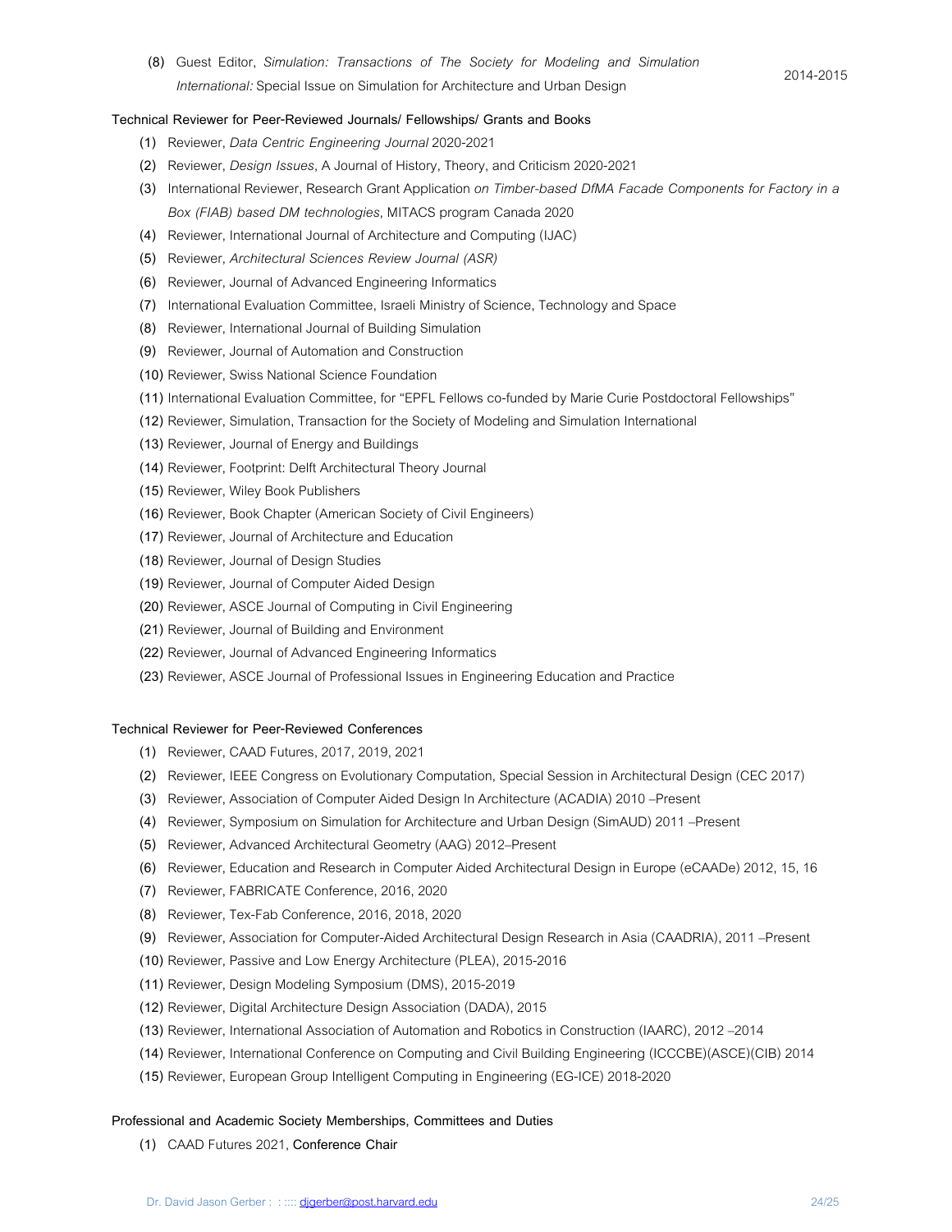(8) Guest Editor, *Simulation: Transactions of The Society for Modeling and Simulation International:* Special Issue on Simulation for Architecture and Urban Design — 2014-2015

**Technical Reviewer for Peer-Reviewed Journals/ Fellowships/ Grants and Books**

(1) Reviewer, *Data Centric Engineering Journal* 2020-2021
(2) Reviewer, *Design Issues*, A Journal of History, Theory, and Criticism 2020-2021
(3) International Reviewer, Research Grant Application *on Timber-based DfMA Facade Components for Factory in a Box (FIAB) based DM technologies*, MITACS program Canada 2020
(4) Reviewer, International Journal of Architecture and Computing (IJAC)
(5) Reviewer, *Architectural Sciences Review Journal (ASR)*
(6) Reviewer, Journal of Advanced Engineering Informatics
(7) International Evaluation Committee, Israeli Ministry of Science, Technology and Space
(8) Reviewer, International Journal of Building Simulation
(9) Reviewer, Journal of Automation and Construction
(10) Reviewer, Swiss National Science Foundation
(11) International Evaluation Committee, for "EPFL Fellows co-funded by Marie Curie Postdoctoral Fellowships"
(12) Reviewer, Simulation, Transaction for the Society of Modeling and Simulation International
(13) Reviewer, Journal of Energy and Buildings
(14) Reviewer, Footprint: Delft Architectural Theory Journal
(15) Reviewer, Wiley Book Publishers
(16) Reviewer, Book Chapter (American Society of Civil Engineers)
(17) Reviewer, Journal of Architecture and Education
(18) Reviewer, Journal of Design Studies
(19) Reviewer, Journal of Computer Aided Design
(20) Reviewer, ASCE Journal of Computing in Civil Engineering
(21) Reviewer, Journal of Building and Environment
(22) Reviewer, Journal of Advanced Engineering Informatics
(23) Reviewer, ASCE Journal of Professional Issues in Engineering Education and Practice

**Technical Reviewer for Peer-Reviewed Conferences**

(1) Reviewer, CAAD Futures, 2017, 2019, 2021
(2) Reviewer, IEEE Congress on Evolutionary Computation, Special Session in Architectural Design (CEC 2017)
(3) Reviewer, Association of Computer Aided Design In Architecture (ACADIA) 2010 –Present
(4) Reviewer, Symposium on Simulation for Architecture and Urban Design (SimAUD) 2011 –Present
(5) Reviewer, Advanced Architectural Geometry (AAG) 2012–Present
(6) Reviewer, Education and Research in Computer Aided Architectural Design in Europe (eCAADe) 2012, 15, 16
(7) Reviewer, FABRICATE Conference, 2016, 2020
(8) Reviewer, Tex-Fab Conference, 2016, 2018, 2020
(9) Reviewer, Association for Computer-Aided Architectural Design Research in Asia (CAADRIA), 2011 –Present
(10) Reviewer, Passive and Low Energy Architecture (PLEA), 2015-2016
(11) Reviewer, Design Modeling Symposium (DMS), 2015-2019
(12) Reviewer, Digital Architecture Design Association (DADA), 2015
(13) Reviewer, International Association of Automation and Robotics in Construction (IAARC), 2012 –2014
(14) Reviewer, International Conference on Computing and Civil Building Engineering (ICCCBE)(ASCE)(CIB) 2014
(15) Reviewer, European Group Intelligent Computing in Engineering (EG-ICE) 2018-2020

**Professional and Academic Society Memberships, Committees and Duties**

(1) CAAD Futures 2021, **Conference Chair**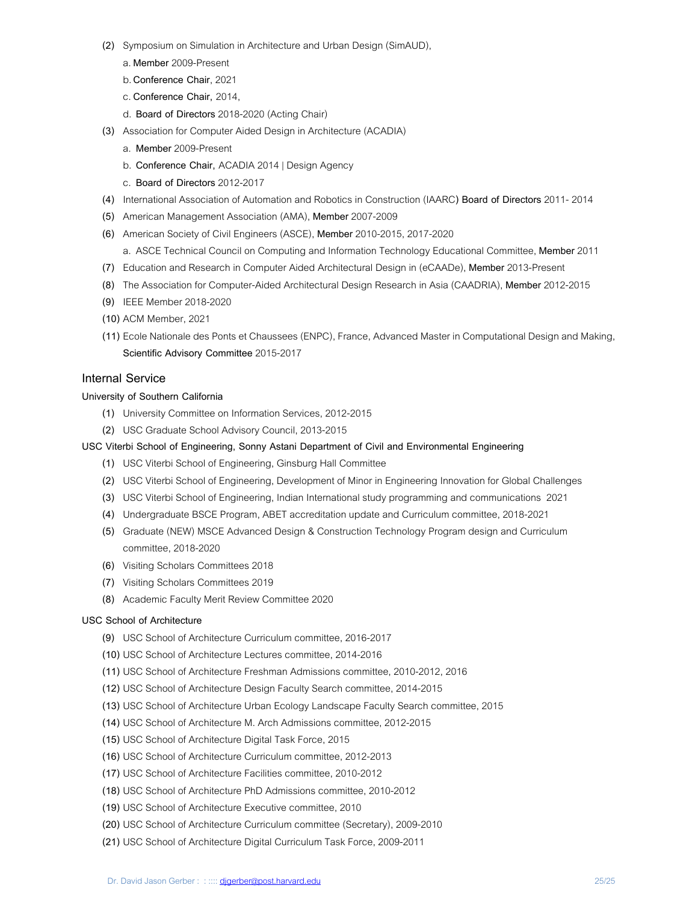(2) Symposium on Simulation in Architecture and Urban Design (SimAUD),
   a. **Member** 2009-Present
   b. **Conference Chair**, 2021
   c. **Conference Chair,** 2014,
   d. **Board of Directors** 2018-2020 (Acting Chair)

(3) Association for Computer Aided Design in Architecture (ACADIA)
   a. **Member** 2009-Present
   b. **Conference Chair,** ACADIA 2014 | Design Agency
   c. **Board of Directors** 2012-2017

(4) International Association of Automation and Robotics in Construction (IAARC**) Board of Directors** 2011- 2014

(5) American Management Association (AMA), **Member** 2007-2009

(6) American Society of Civil Engineers (ASCE), **Member** 2010-2015, 2017-2020
   a. ASCE Technical Council on Computing and Information Technology Educational Committee, **Member** 2011

(7) Education and Research in Computer Aided Architectural Design in (eCAADe), **Member** 2013-Present

(8) The Association for Computer-Aided Architectural Design Research in Asia (CAADRIA), **Member** 2012-2015

(9) IEEE Member 2018-2020

(10) ACM Member, 2021

(11) Ecole Nationale des Ponts et Chaussees (ENPC), France, Advanced Master in Computational Design and Making, **Scientific Advisory Committee** 2015-2017

## Internal Service

**University of Southern California**

(1) University Committee on Information Services, 2012-2015
(2) USC Graduate School Advisory Council, 2013-2015

**USC Viterbi School of Engineering, Sonny Astani Department of Civil and Environmental Engineering**

(1) USC Viterbi School of Engineering, Ginsburg Hall Committee
(2) USC Viterbi School of Engineering, Development of Minor in Engineering Innovation for Global Challenges
(3) USC Viterbi School of Engineering, Indian International study programming and communications 2021
(4) Undergraduate BSCE Program, ABET accreditation update and Curriculum committee, 2018-2021
(5) Graduate (NEW) MSCE Advanced Design & Construction Technology Program design and Curriculum committee, 2018-2020
(6) Visiting Scholars Committees 2018
(7) Visiting Scholars Committees 2019
(8) Academic Faculty Merit Review Committee 2020

**USC School of Architecture**

(9) USC School of Architecture Curriculum committee, 2016-2017
(10) USC School of Architecture Lectures committee, 2014-2016
(11) USC School of Architecture Freshman Admissions committee, 2010-2012, 2016
(12) USC School of Architecture Design Faculty Search committee, 2014-2015
(13) USC School of Architecture Urban Ecology Landscape Faculty Search committee, 2015
(14) USC School of Architecture M. Arch Admissions committee, 2012-2015
(15) USC School of Architecture Digital Task Force, 2015
(16) USC School of Architecture Curriculum committee, 2012-2013
(17) USC School of Architecture Facilities committee, 2010-2012
(18) USC School of Architecture PhD Admissions committee, 2010-2012
(19) USC School of Architecture Executive committee, 2010
(20) USC School of Architecture Curriculum committee (Secretary), 2009-2010
(21) USC School of Architecture Digital Curriculum Task Force, 2009-2011